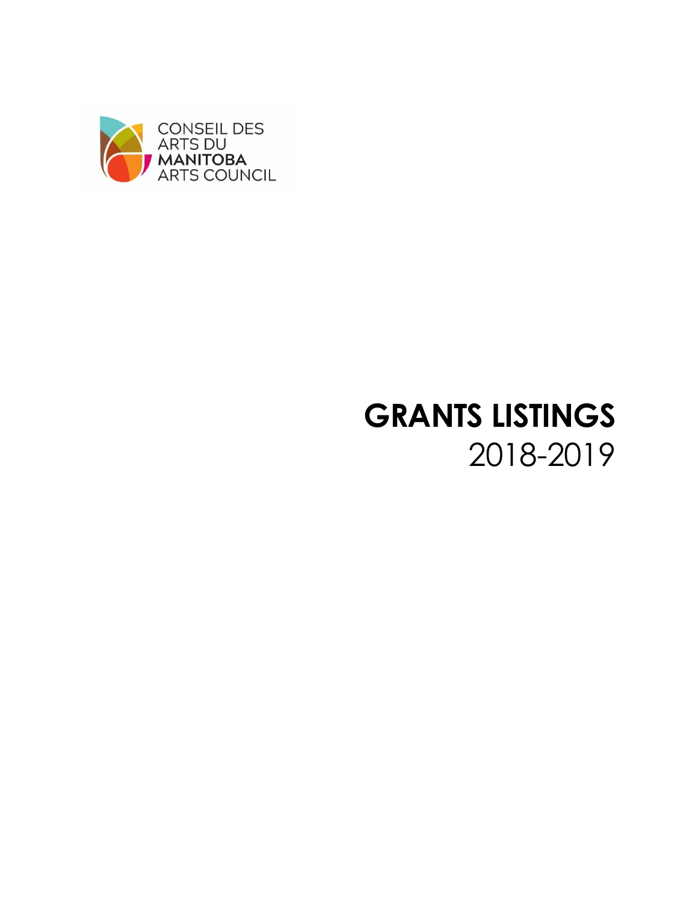CONSEIL DES ARTS DU **MANITOBA** ARTS COUNCIL

# GRANTS LISTINGS

## 2018-2019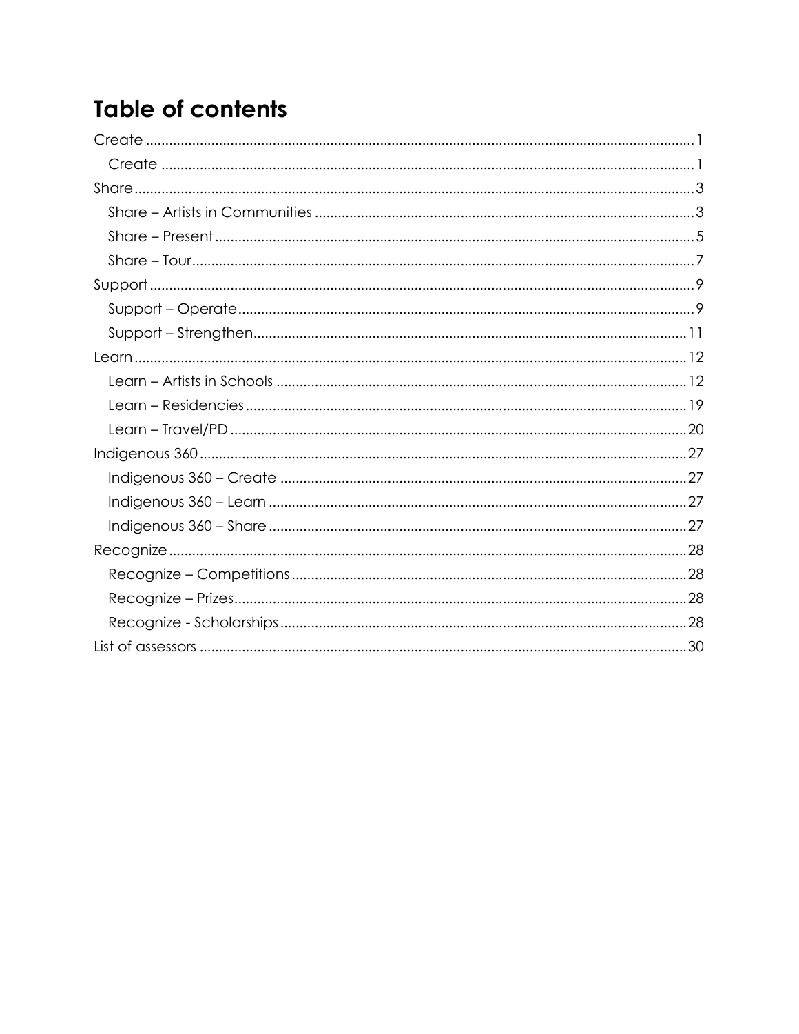# Table of contents

- Create ........ 1
  - Create ........ 1
- Share ........ 3
  - Share – Artists in Communities ........ 3
  - Share – Present ........ 5
  - Share – Tour ........ 7
- Support ........ 9
  - Support – Operate ........ 9
  - Support – Strengthen ........ 11
- Learn ........ 12
  - Learn – Artists in Schools ........ 12
  - Learn – Residencies ........ 19
  - Learn – Travel/PD ........ 20
- Indigenous 360 ........ 27
  - Indigenous 360 – Create ........ 27
  - Indigenous 360 – Learn ........ 27
  - Indigenous 360 – Share ........ 27
- Recognize ........ 28
  - Recognize – Competitions ........ 28
  - Recognize – Prizes ........ 28
  - Recognize - Scholarships ........ 28
- List of assessors ........ 30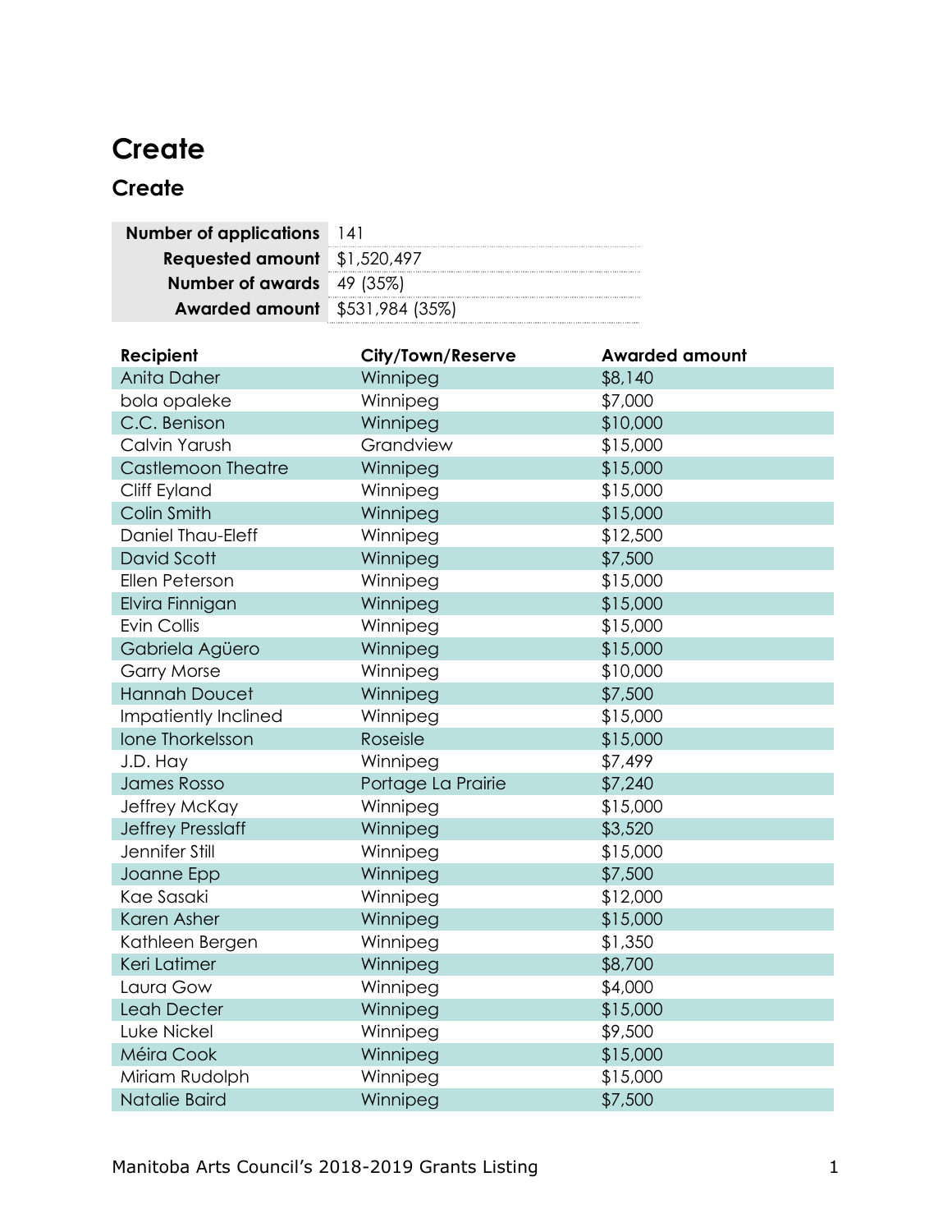# Create

## Create

| Number of applications | 141 |
| ---: | --- |
| Requested amount | $1,520,497 |
| Number of awards | 49 (35%) |
| Awarded amount | $531,984 (35%) |

| Recipient | City/Town/Reserve | Awarded amount |
| --- | --- | --- |
| Anita Daher | Winnipeg | $8,140 |
| bola opaleke | Winnipeg | $7,000 |
| C.C. Benison | Winnipeg | $10,000 |
| Calvin Yarush | Grandview | $15,000 |
| Castlemoon Theatre | Winnipeg | $15,000 |
| Cliff Eyland | Winnipeg | $15,000 |
| Colin Smith | Winnipeg | $15,000 |
| Daniel Thau-Eleff | Winnipeg | $12,500 |
| David Scott | Winnipeg | $7,500 |
| Ellen Peterson | Winnipeg | $15,000 |
| Elvira Finnigan | Winnipeg | $15,000 |
| Evin Collis | Winnipeg | $15,000 |
| Gabriela Agüero | Winnipeg | $15,000 |
| Garry Morse | Winnipeg | $10,000 |
| Hannah Doucet | Winnipeg | $7,500 |
| Impatiently Inclined | Winnipeg | $15,000 |
| Ione Thorkelsson | Roseisle | $15,000 |
| J.D. Hay | Winnipeg | $7,499 |
| James Rosso | Portage La Prairie | $7,240 |
| Jeffrey McKay | Winnipeg | $15,000 |
| Jeffrey Presslaff | Winnipeg | $3,520 |
| Jennifer Still | Winnipeg | $15,000 |
| Joanne Epp | Winnipeg | $7,500 |
| Kae Sasaki | Winnipeg | $12,000 |
| Karen Asher | Winnipeg | $15,000 |
| Kathleen Bergen | Winnipeg | $1,350 |
| Keri Latimer | Winnipeg | $8,700 |
| Laura Gow | Winnipeg | $4,000 |
| Leah Decter | Winnipeg | $15,000 |
| Luke Nickel | Winnipeg | $9,500 |
| Méira Cook | Winnipeg | $15,000 |
| Miriam Rudolph | Winnipeg | $15,000 |
| Natalie Baird | Winnipeg | $7,500 |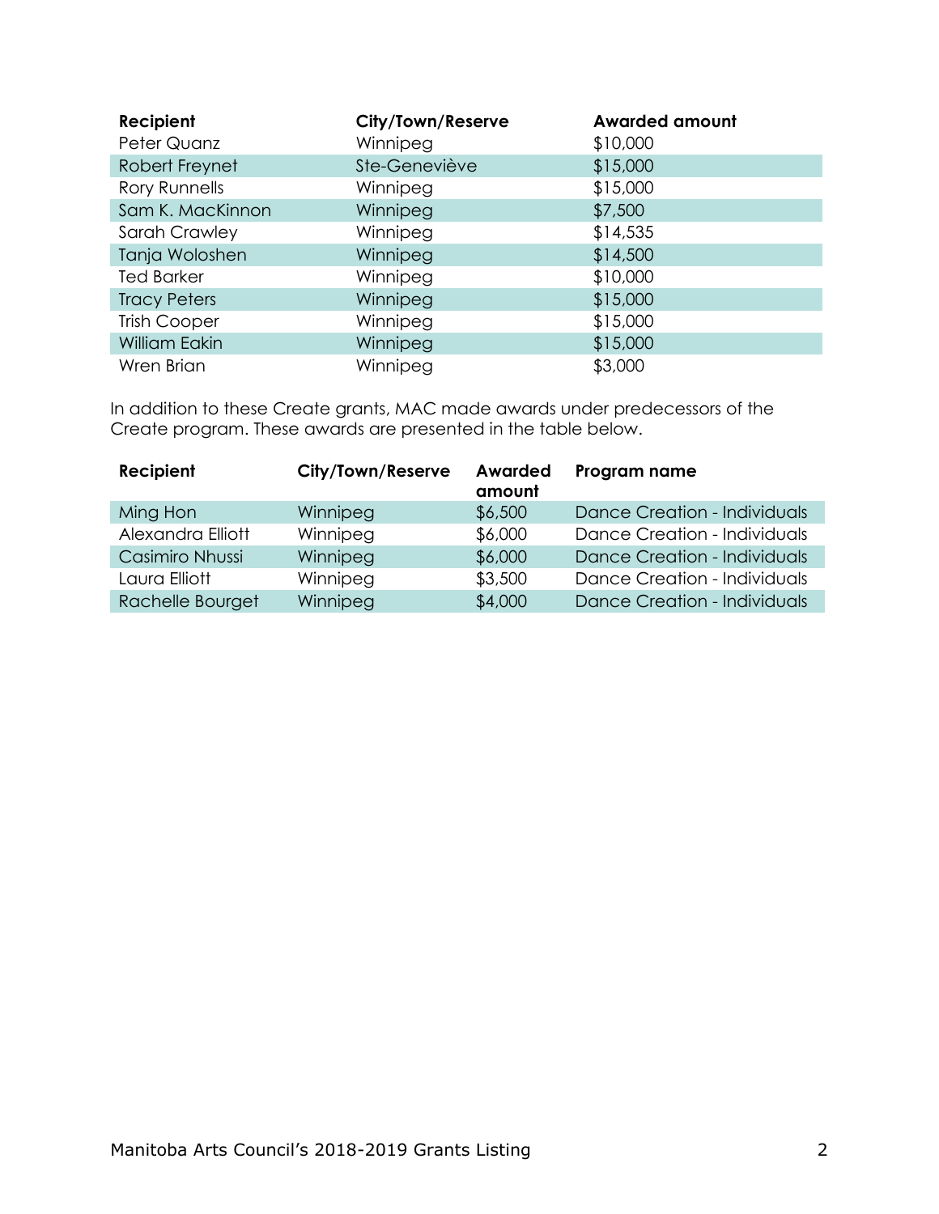| Recipient | City/Town/Reserve | Awarded amount |
| --- | --- | --- |
| Peter Quanz | Winnipeg | $10,000 |
| Robert Freynet | Ste-Geneviève | $15,000 |
| Rory Runnells | Winnipeg | $15,000 |
| Sam K. MacKinnon | Winnipeg | $7,500 |
| Sarah Crawley | Winnipeg | $14,535 |
| Tanja Woloshen | Winnipeg | $14,500 |
| Ted Barker | Winnipeg | $10,000 |
| Tracy Peters | Winnipeg | $15,000 |
| Trish Cooper | Winnipeg | $15,000 |
| William Eakin | Winnipeg | $15,000 |
| Wren Brian | Winnipeg | $3,000 |

In addition to these Create grants, MAC made awards under predecessors of the Create program. These awards are presented in the table below.

| Recipient | City/Town/Reserve | Awarded amount | Program name |
| --- | --- | --- | --- |
| Ming Hon | Winnipeg | $6,500 | Dance Creation - Individuals |
| Alexandra Elliott | Winnipeg | $6,000 | Dance Creation - Individuals |
| Casimiro Nhussi | Winnipeg | $6,000 | Dance Creation - Individuals |
| Laura Elliott | Winnipeg | $3,500 | Dance Creation - Individuals |
| Rachelle Bourget | Winnipeg | $4,000 | Dance Creation - Individuals |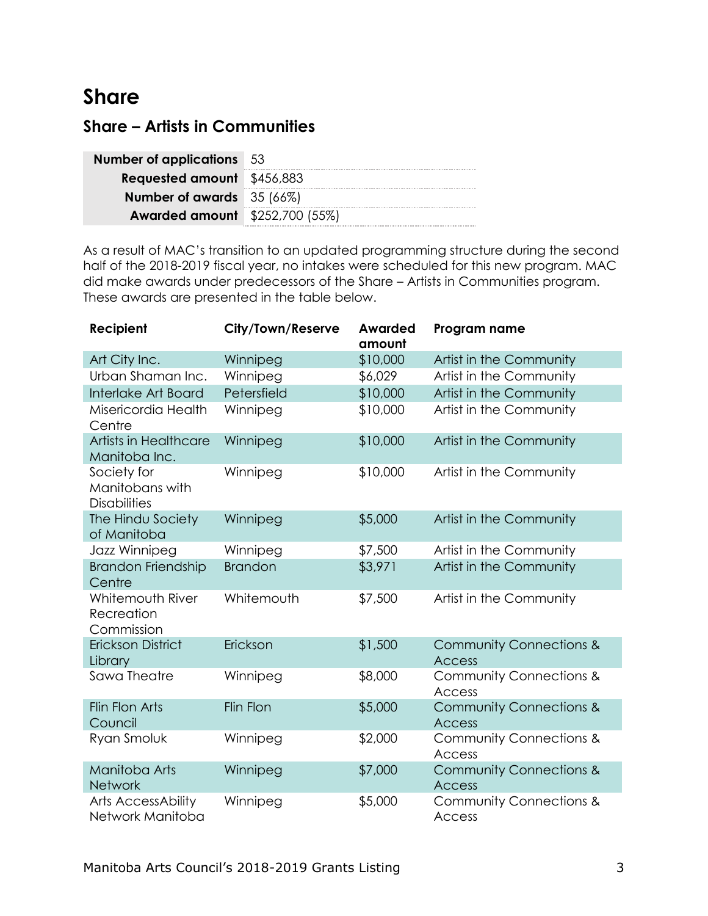# Share

## Share – Artists in Communities

| | |
|---|---|
| **Number of applications** | 53 |
| **Requested amount** | $456,883 |
| **Number of awards** | 35 (66%) |
| **Awarded amount** | $252,700 (55%) |

As a result of MAC's transition to an updated programming structure during the second half of the 2018-2019 fiscal year, no intakes were scheduled for this new program. MAC did make awards under predecessors of the Share – Artists in Communities program. These awards are presented in the table below.

| Recipient | City/Town/Reserve | Awarded amount | Program name |
|---|---|---|---|
| Art City Inc. | Winnipeg | $10,000 | Artist in the Community |
| Urban Shaman Inc. | Winnipeg | $6,029 | Artist in the Community |
| Interlake Art Board | Petersfield | $10,000 | Artist in the Community |
| Misericordia Health Centre | Winnipeg | $10,000 | Artist in the Community |
| Artists in Healthcare Manitoba Inc. | Winnipeg | $10,000 | Artist in the Community |
| Society for Manitobans with Disabilities | Winnipeg | $10,000 | Artist in the Community |
| The Hindu Society of Manitoba | Winnipeg | $5,000 | Artist in the Community |
| Jazz Winnipeg | Winnipeg | $7,500 | Artist in the Community |
| Brandon Friendship Centre | Brandon | $3,971 | Artist in the Community |
| Whitemouth River Recreation Commission | Whitemouth | $7,500 | Artist in the Community |
| Erickson District Library | Erickson | $1,500 | Community Connections & Access |
| Sawa Theatre | Winnipeg | $8,000 | Community Connections & Access |
| Flin Flon Arts Council | Flin Flon | $5,000 | Community Connections & Access |
| Ryan Smoluk | Winnipeg | $2,000 | Community Connections & Access |
| Manitoba Arts Network | Winnipeg | $7,000 | Community Connections & Access |
| Arts AccessAbility Network Manitoba | Winnipeg | $5,000 | Community Connections & Access |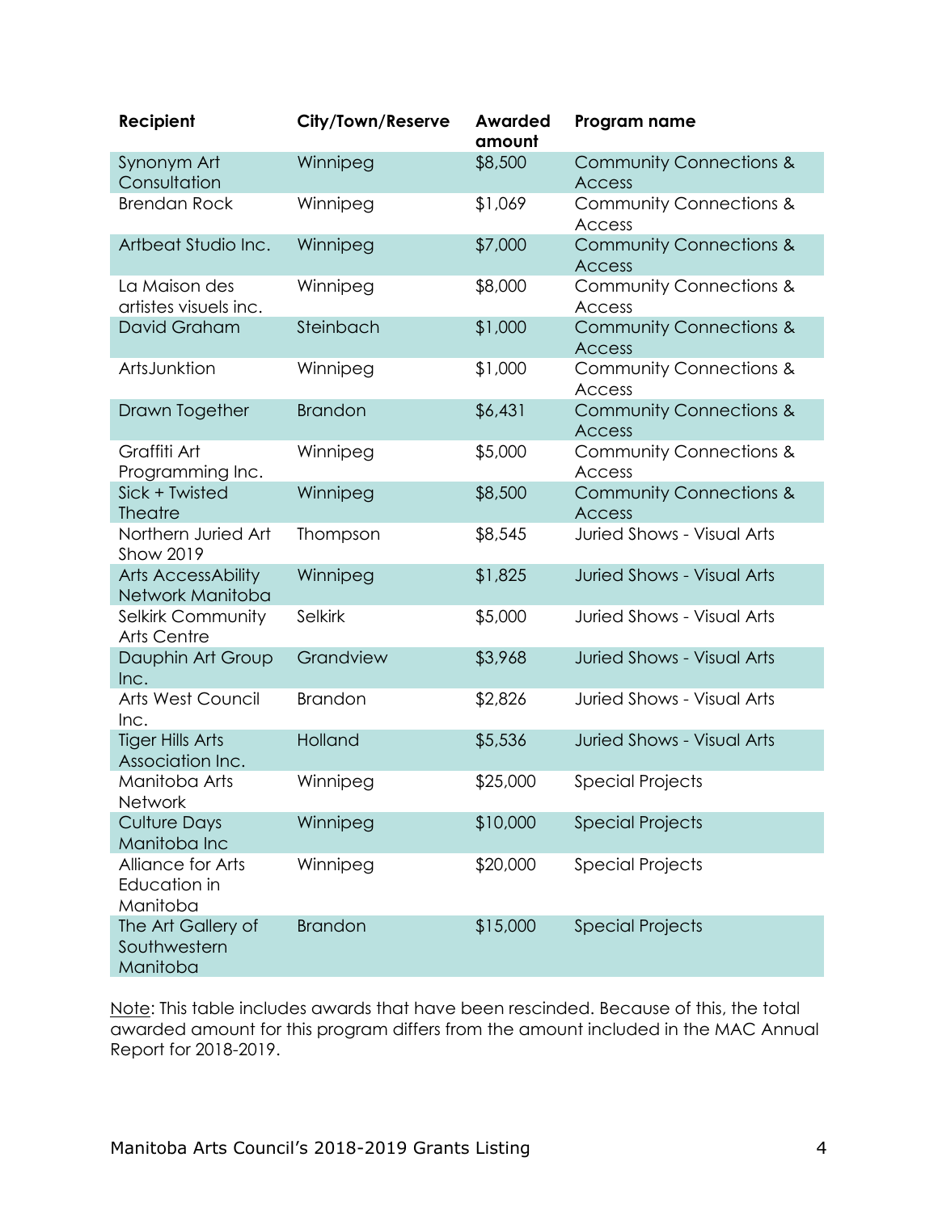| Recipient | City/Town/Reserve | Awarded amount | Program name |
| --- | --- | --- | --- |
| Synonym Art Consultation | Winnipeg | $8,500 | Community Connections & Access |
| Brendan Rock | Winnipeg | $1,069 | Community Connections & Access |
| Artbeat Studio Inc. | Winnipeg | $7,000 | Community Connections & Access |
| La Maison des artistes visuels inc. | Winnipeg | $8,000 | Community Connections & Access |
| David Graham | Steinbach | $1,000 | Community Connections & Access |
| ArtsJunktion | Winnipeg | $1,000 | Community Connections & Access |
| Drawn Together | Brandon | $6,431 | Community Connections & Access |
| Graffiti Art Programming Inc. | Winnipeg | $5,000 | Community Connections & Access |
| Sick + Twisted Theatre | Winnipeg | $8,500 | Community Connections & Access |
| Northern Juried Art Show 2019 | Thompson | $8,545 | Juried Shows - Visual Arts |
| Arts AccessAbility Network Manitoba | Winnipeg | $1,825 | Juried Shows - Visual Arts |
| Selkirk Community Arts Centre | Selkirk | $5,000 | Juried Shows - Visual Arts |
| Dauphin Art Group Inc. | Grandview | $3,968 | Juried Shows - Visual Arts |
| Arts West Council Inc. | Brandon | $2,826 | Juried Shows - Visual Arts |
| Tiger Hills Arts Association Inc. | Holland | $5,536 | Juried Shows - Visual Arts |
| Manitoba Arts Network | Winnipeg | $25,000 | Special Projects |
| Culture Days Manitoba Inc | Winnipeg | $10,000 | Special Projects |
| Alliance for Arts Education in Manitoba | Winnipeg | $20,000 | Special Projects |
| The Art Gallery of Southwestern Manitoba | Brandon | $15,000 | Special Projects |

Note: This table includes awards that have been rescinded. Because of this, the total awarded amount for this program differs from the amount included in the MAC Annual Report for 2018-2019.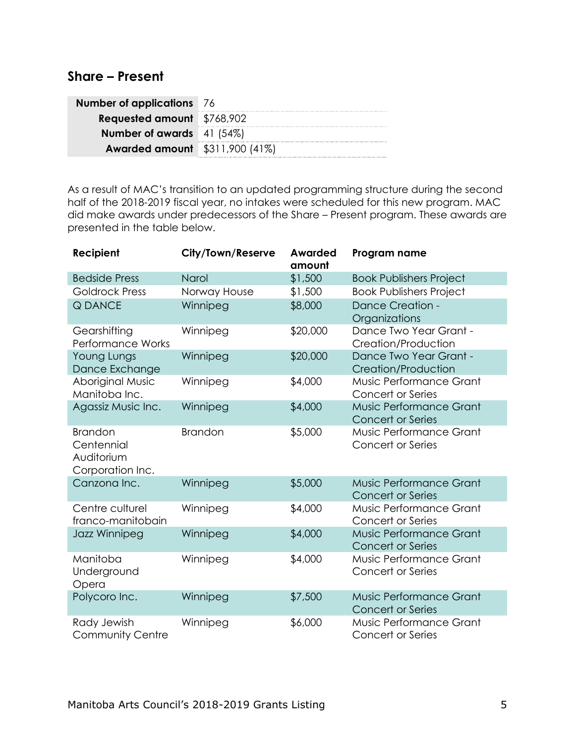## Share – Present

| | |
|---|---|
| **Number of applications** | 76 |
| **Requested amount** | $768,902 |
| **Number of awards** | 41 (54%) |
| **Awarded amount** | $311,900 (41%) |

As a result of MAC's transition to an updated programming structure during the second half of the 2018-2019 fiscal year, no intakes were scheduled for this new program. MAC did make awards under predecessors of the Share – Present program. These awards are presented in the table below.

| Recipient | City/Town/Reserve | Awarded amount | Program name |
|---|---|---|---|
| Bedside Press | Narol | $1,500 | Book Publishers Project |
| Goldrock Press | Norway House | $1,500 | Book Publishers Project |
| Q DANCE | Winnipeg | $8,000 | Dance Creation - Organizations |
| Gearshifting Performance Works | Winnipeg | $20,000 | Dance Two Year Grant - Creation/Production |
| Young Lungs Dance Exchange | Winnipeg | $20,000 | Dance Two Year Grant - Creation/Production |
| Aboriginal Music Manitoba Inc. | Winnipeg | $4,000 | Music Performance Grant Concert or Series |
| Agassiz Music Inc. | Winnipeg | $4,000 | Music Performance Grant Concert or Series |
| Brandon Centennial Auditorium Corporation Inc. | Brandon | $5,000 | Music Performance Grant Concert or Series |
| Canzona Inc. | Winnipeg | $5,000 | Music Performance Grant Concert or Series |
| Centre culturel franco-manitobain | Winnipeg | $4,000 | Music Performance Grant Concert or Series |
| Jazz Winnipeg | Winnipeg | $4,000 | Music Performance Grant Concert or Series |
| Manitoba Underground Opera | Winnipeg | $4,000 | Music Performance Grant Concert or Series |
| Polycoro Inc. | Winnipeg | $7,500 | Music Performance Grant Concert or Series |
| Rady Jewish Community Centre | Winnipeg | $6,000 | Music Performance Grant Concert or Series |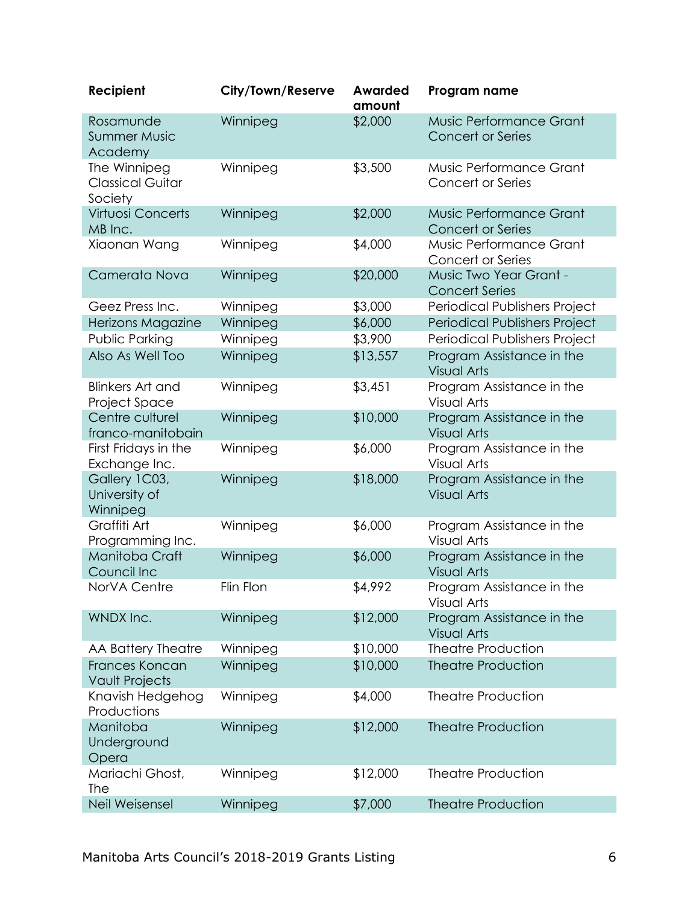| Recipient | City/Town/Reserve | Awarded amount | Program name |
| --- | --- | --- | --- |
| Rosamunde Summer Music Academy | Winnipeg | $2,000 | Music Performance Grant Concert or Series |
| The Winnipeg Classical Guitar Society | Winnipeg | $3,500 | Music Performance Grant Concert or Series |
| Virtuosi Concerts MB Inc. | Winnipeg | $2,000 | Music Performance Grant Concert or Series |
| Xiaonan Wang | Winnipeg | $4,000 | Music Performance Grant Concert or Series |
| Camerata Nova | Winnipeg | $20,000 | Music Two Year Grant - Concert Series |
| Geez Press Inc. | Winnipeg | $3,000 | Periodical Publishers Project |
| Herizons Magazine | Winnipeg | $6,000 | Periodical Publishers Project |
| Public Parking | Winnipeg | $3,900 | Periodical Publishers Project |
| Also As Well Too | Winnipeg | $13,557 | Program Assistance in the Visual Arts |
| Blinkers Art and Project Space | Winnipeg | $3,451 | Program Assistance in the Visual Arts |
| Centre culturel franco-manitobain | Winnipeg | $10,000 | Program Assistance in the Visual Arts |
| First Fridays in the Exchange Inc. | Winnipeg | $6,000 | Program Assistance in the Visual Arts |
| Gallery 1C03, University of Winnipeg | Winnipeg | $18,000 | Program Assistance in the Visual Arts |
| Graffiti Art Programming Inc. | Winnipeg | $6,000 | Program Assistance in the Visual Arts |
| Manitoba Craft Council Inc | Winnipeg | $6,000 | Program Assistance in the Visual Arts |
| NorVA Centre | Flin Flon | $4,992 | Program Assistance in the Visual Arts |
| WNDX Inc. | Winnipeg | $12,000 | Program Assistance in the Visual Arts |
| AA Battery Theatre | Winnipeg | $10,000 | Theatre Production |
| Frances Koncan Vault Projects | Winnipeg | $10,000 | Theatre Production |
| Knavish Hedgehog Productions | Winnipeg | $4,000 | Theatre Production |
| Manitoba Underground Opera | Winnipeg | $12,000 | Theatre Production |
| Mariachi Ghost, The | Winnipeg | $12,000 | Theatre Production |
| Neil Weisensel | Winnipeg | $7,000 | Theatre Production |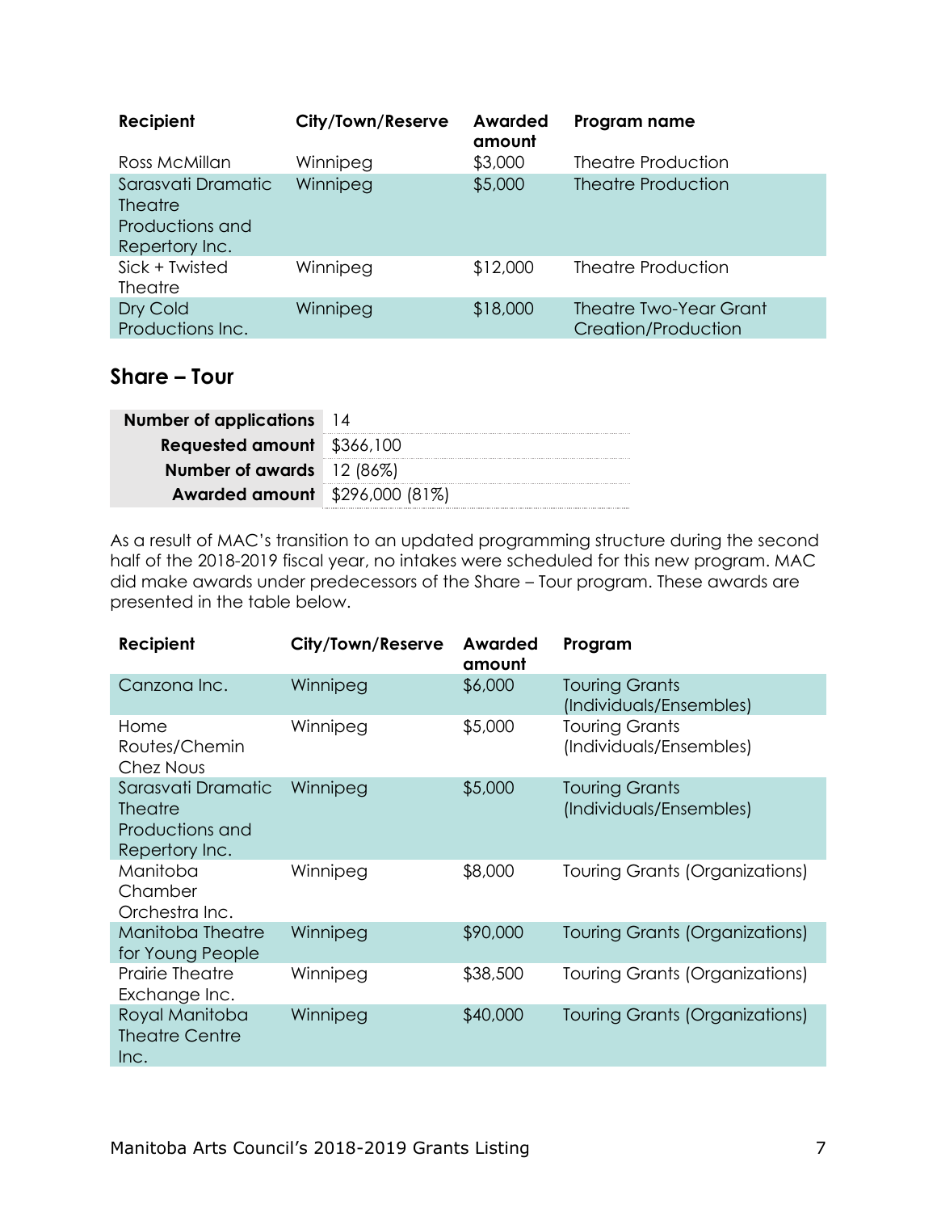| Recipient | City/Town/Reserve | Awarded amount | Program name |
|---|---|---|---|
| Ross McMillan | Winnipeg | $3,000 | Theatre Production |
| Sarasvati Dramatic Theatre Productions and Repertory Inc. | Winnipeg | $5,000 | Theatre Production |
| Sick + Twisted Theatre | Winnipeg | $12,000 | Theatre Production |
| Dry Cold Productions Inc. | Winnipeg | $18,000 | Theatre Two-Year Grant Creation/Production |

## Share – Tour

| | |
|---|---|
| **Number of applications** | 14 |
| **Requested amount** | $366,100 |
| **Number of awards** | 12 (86%) |
| **Awarded amount** | $296,000 (81%) |

As a result of MAC's transition to an updated programming structure during the second half of the 2018-2019 fiscal year, no intakes were scheduled for this new program. MAC did make awards under predecessors of the Share – Tour program. These awards are presented in the table below.

| Recipient | City/Town/Reserve | Awarded amount | Program |
|---|---|---|---|
| Canzona Inc. | Winnipeg | $6,000 | Touring Grants (Individuals/Ensembles) |
| Home Routes/Chemin Chez Nous | Winnipeg | $5,000 | Touring Grants (Individuals/Ensembles) |
| Sarasvati Dramatic Theatre Productions and Repertory Inc. | Winnipeg | $5,000 | Touring Grants (Individuals/Ensembles) |
| Manitoba Chamber Orchestra Inc. | Winnipeg | $8,000 | Touring Grants (Organizations) |
| Manitoba Theatre for Young People | Winnipeg | $90,000 | Touring Grants (Organizations) |
| Prairie Theatre Exchange Inc. | Winnipeg | $38,500 | Touring Grants (Organizations) |
| Royal Manitoba Theatre Centre Inc. | Winnipeg | $40,000 | Touring Grants (Organizations) |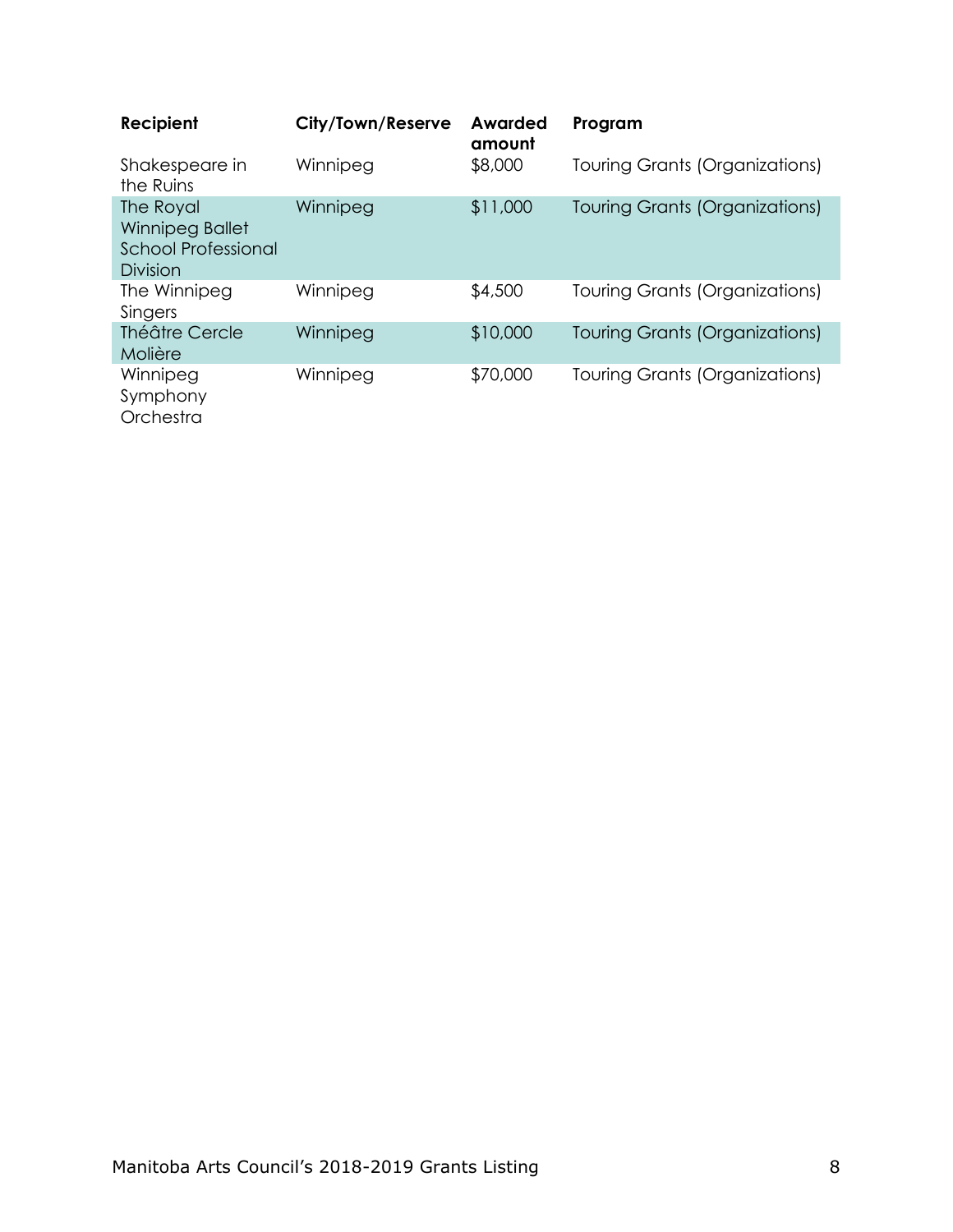| Recipient | City/Town/Reserve | Awarded amount | Program |
|---|---|---|---|
| Shakespeare in the Ruins | Winnipeg | $8,000 | Touring Grants (Organizations) |
| The Royal Winnipeg Ballet School Professional Division | Winnipeg | $11,000 | Touring Grants (Organizations) |
| The Winnipeg Singers | Winnipeg | $4,500 | Touring Grants (Organizations) |
| Théâtre Cercle Molière | Winnipeg | $10,000 | Touring Grants (Organizations) |
| Winnipeg Symphony Orchestra | Winnipeg | $70,000 | Touring Grants (Organizations) |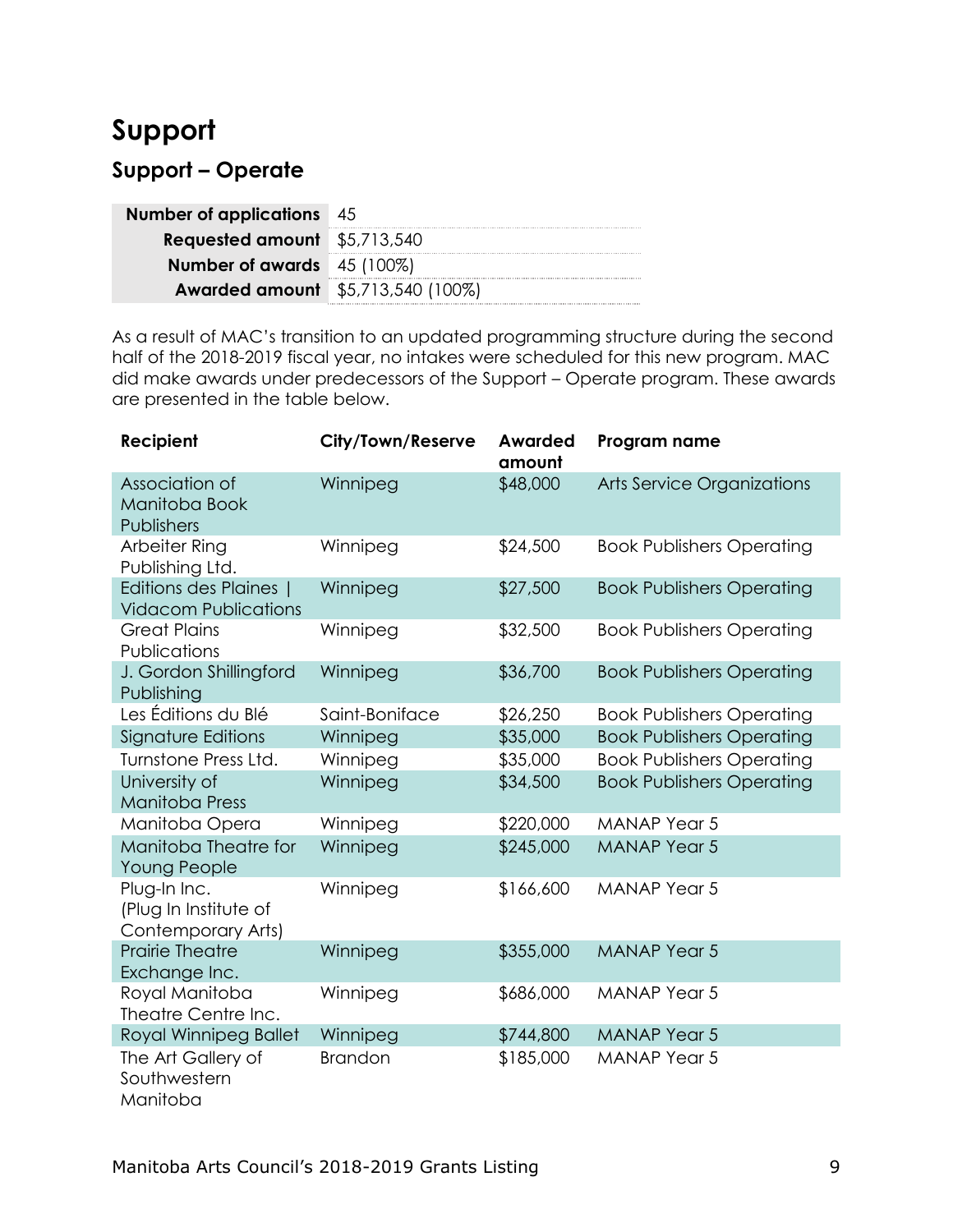# Support

## Support – Operate

| | |
|---|---|
| **Number of applications** | 45 |
| **Requested amount** | $5,713,540 |
| **Number of awards** | 45 (100%) |
| **Awarded amount** | $5,713,540 (100%) |

As a result of MAC's transition to an updated programming structure during the second half of the 2018-2019 fiscal year, no intakes were scheduled for this new program. MAC did make awards under predecessors of the Support – Operate program. These awards are presented in the table below.

| Recipient | City/Town/Reserve | Awarded amount | Program name |
|---|---|---|---|
| Association of Manitoba Book Publishers | Winnipeg | $48,000 | Arts Service Organizations |
| Arbeiter Ring Publishing Ltd. | Winnipeg | $24,500 | Book Publishers Operating |
| Editions des Plaines \| Vidacom Publications | Winnipeg | $27,500 | Book Publishers Operating |
| Great Plains Publications | Winnipeg | $32,500 | Book Publishers Operating |
| J. Gordon Shillingford Publishing | Winnipeg | $36,700 | Book Publishers Operating |
| Les Éditions du Blé | Saint-Boniface | $26,250 | Book Publishers Operating |
| Signature Editions | Winnipeg | $35,000 | Book Publishers Operating |
| Turnstone Press Ltd. | Winnipeg | $35,000 | Book Publishers Operating |
| University of Manitoba Press | Winnipeg | $34,500 | Book Publishers Operating |
| Manitoba Opera | Winnipeg | $220,000 | MANAP Year 5 |
| Manitoba Theatre for Young People | Winnipeg | $245,000 | MANAP Year 5 |
| Plug-In Inc. (Plug In Institute of Contemporary Arts) | Winnipeg | $166,600 | MANAP Year 5 |
| Prairie Theatre Exchange Inc. | Winnipeg | $355,000 | MANAP Year 5 |
| Royal Manitoba Theatre Centre Inc. | Winnipeg | $686,000 | MANAP Year 5 |
| Royal Winnipeg Ballet | Winnipeg | $744,800 | MANAP Year 5 |
| The Art Gallery of Southwestern Manitoba | Brandon | $185,000 | MANAP Year 5 |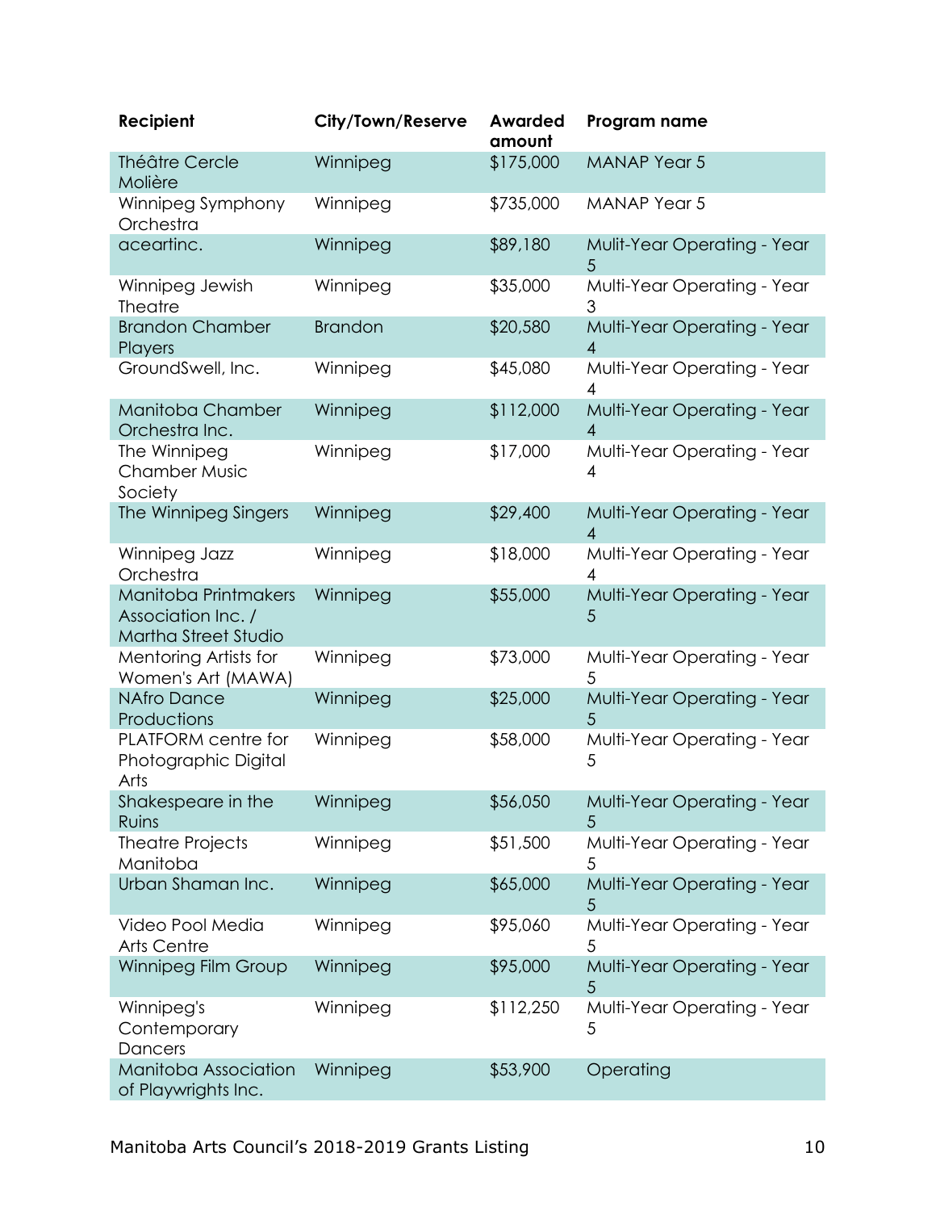| Recipient | City/Town/Reserve | Awarded amount | Program name |
|---|---|---|---|
| Théâtre Cercle Molière | Winnipeg | $175,000 | MANAP Year 5 |
| Winnipeg Symphony Orchestra | Winnipeg | $735,000 | MANAP Year 5 |
| aceartinc. | Winnipeg | $89,180 | Mulit-Year Operating - Year 5 |
| Winnipeg Jewish Theatre | Winnipeg | $35,000 | Multi-Year Operating - Year 3 |
| Brandon Chamber Players | Brandon | $20,580 | Multi-Year Operating - Year 4 |
| GroundSwell, Inc. | Winnipeg | $45,080 | Multi-Year Operating - Year 4 |
| Manitoba Chamber Orchestra Inc. | Winnipeg | $112,000 | Multi-Year Operating - Year 4 |
| The Winnipeg Chamber Music Society | Winnipeg | $17,000 | Multi-Year Operating - Year 4 |
| The Winnipeg Singers | Winnipeg | $29,400 | Multi-Year Operating - Year 4 |
| Winnipeg Jazz Orchestra | Winnipeg | $18,000 | Multi-Year Operating - Year 4 |
| Manitoba Printmakers Association Inc. / Martha Street Studio | Winnipeg | $55,000 | Multi-Year Operating - Year 5 |
| Mentoring Artists for Women's Art (MAWA) | Winnipeg | $73,000 | Multi-Year Operating - Year 5 |
| NAfro Dance Productions | Winnipeg | $25,000 | Multi-Year Operating - Year 5 |
| PLATFORM centre for Photographic Digital Arts | Winnipeg | $58,000 | Multi-Year Operating - Year 5 |
| Shakespeare in the Ruins | Winnipeg | $56,050 | Multi-Year Operating - Year 5 |
| Theatre Projects Manitoba | Winnipeg | $51,500 | Multi-Year Operating - Year 5 |
| Urban Shaman Inc. | Winnipeg | $65,000 | Multi-Year Operating - Year 5 |
| Video Pool Media Arts Centre | Winnipeg | $95,060 | Multi-Year Operating - Year 5 |
| Winnipeg Film Group | Winnipeg | $95,000 | Multi-Year Operating - Year 5 |
| Winnipeg's Contemporary Dancers | Winnipeg | $112,250 | Multi-Year Operating - Year 5 |
| Manitoba Association of Playwrights Inc. | Winnipeg | $53,900 | Operating |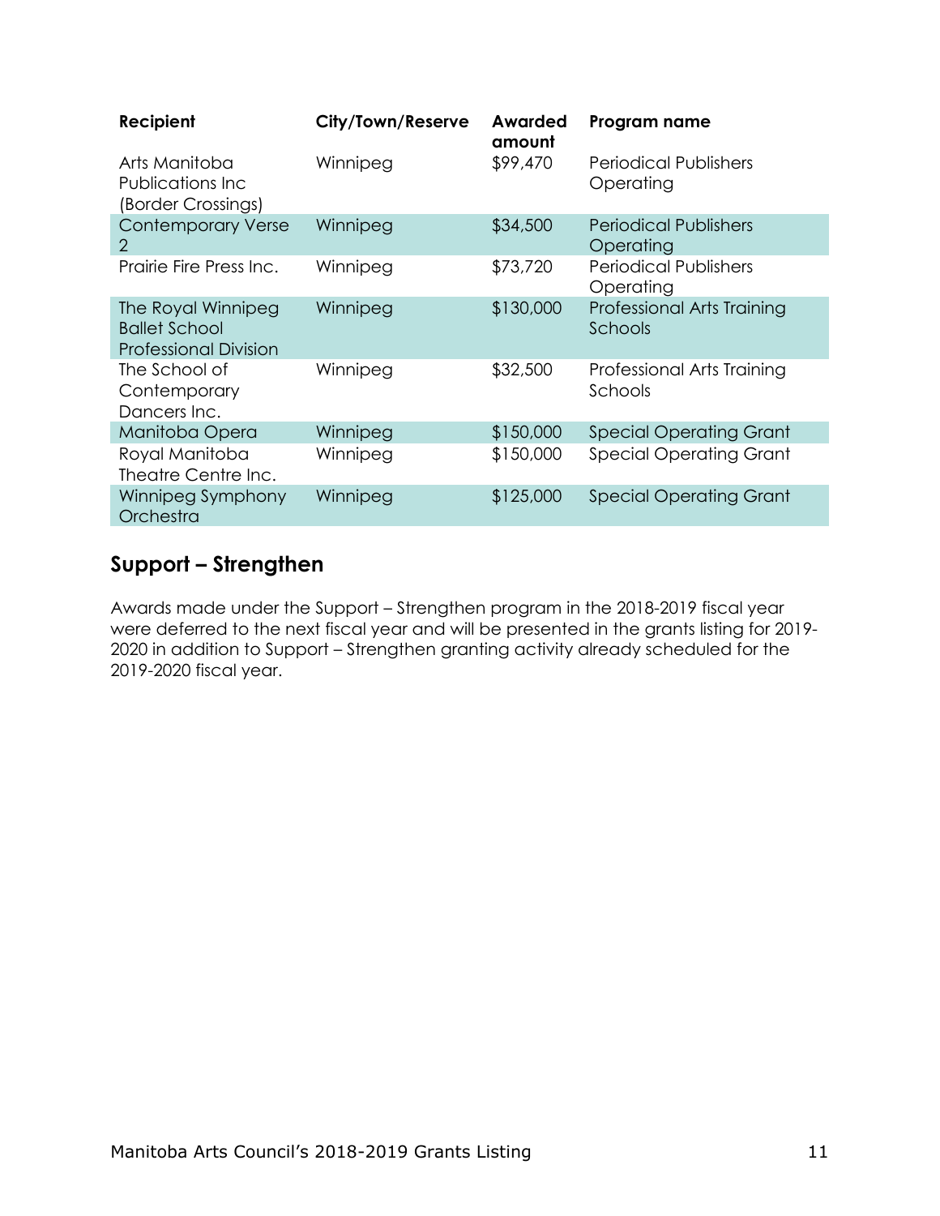| Recipient | City/Town/Reserve | Awarded amount | Program name |
|---|---|---|---|
| Arts Manitoba Publications Inc (Border Crossings) | Winnipeg | $99,470 | Periodical Publishers Operating |
| Contemporary Verse 2 | Winnipeg | $34,500 | Periodical Publishers Operating |
| Prairie Fire Press Inc. | Winnipeg | $73,720 | Periodical Publishers Operating |
| The Royal Winnipeg Ballet School Professional Division | Winnipeg | $130,000 | Professional Arts Training Schools |
| The School of Contemporary Dancers Inc. | Winnipeg | $32,500 | Professional Arts Training Schools |
| Manitoba Opera | Winnipeg | $150,000 | Special Operating Grant |
| Royal Manitoba Theatre Centre Inc. | Winnipeg | $150,000 | Special Operating Grant |
| Winnipeg Symphony Orchestra | Winnipeg | $125,000 | Special Operating Grant |

## Support – Strengthen

Awards made under the Support – Strengthen program in the 2018-2019 fiscal year were deferred to the next fiscal year and will be presented in the grants listing for 2019-2020 in addition to Support – Strengthen granting activity already scheduled for the 2019-2020 fiscal year.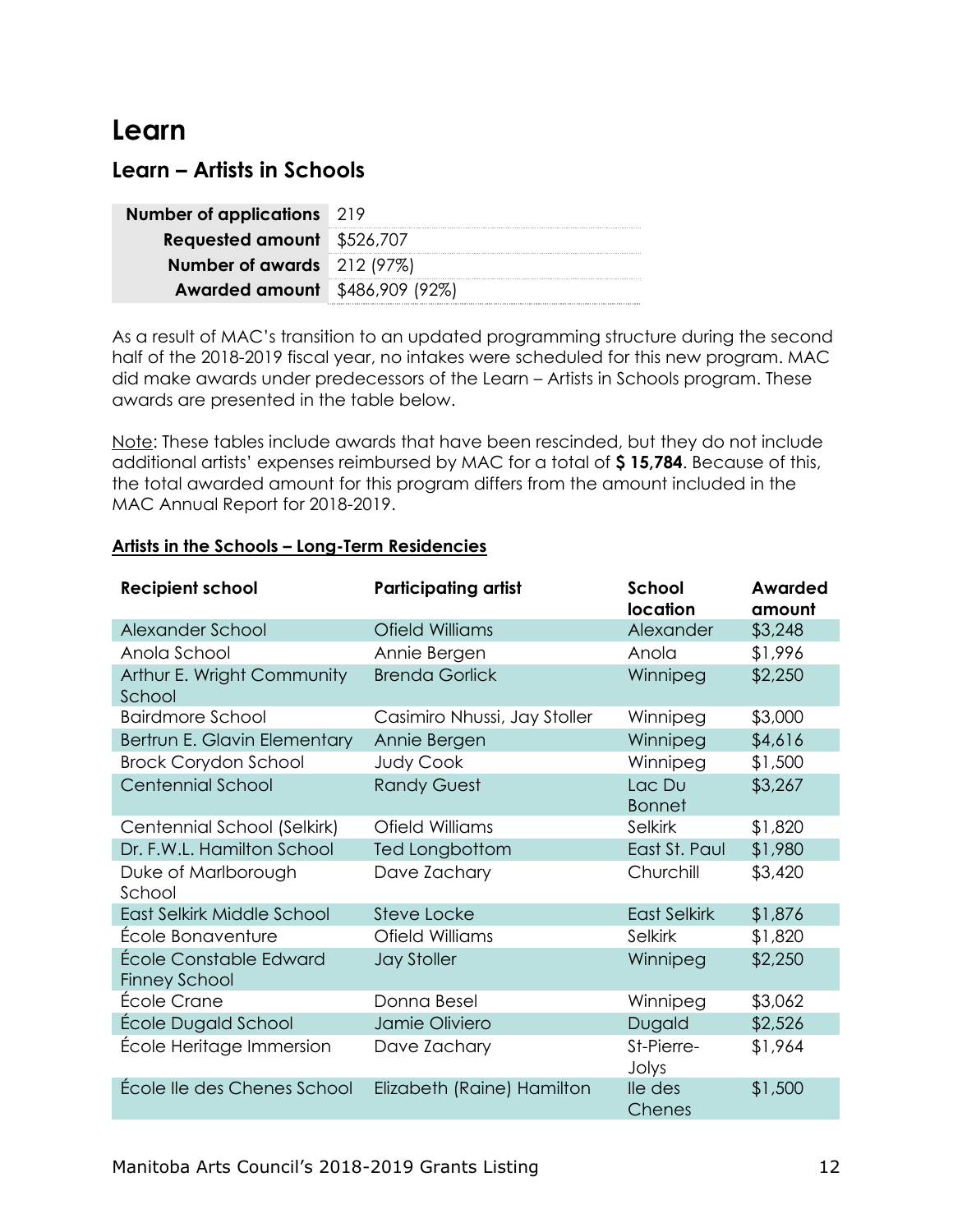# Learn

## Learn – Artists in Schools

| | |
|---|---|
| **Number of applications** | 219 |
| **Requested amount** | $526,707 |
| **Number of awards** | 212 (97%) |
| **Awarded amount** | $486,909 (92%) |

As a result of MAC's transition to an updated programming structure during the second half of the 2018-2019 fiscal year, no intakes were scheduled for this new program. MAC did make awards under predecessors of the Learn – Artists in Schools program. These awards are presented in the table below.

Note: These tables include awards that have been rescinded, but they do not include additional artists' expenses reimbursed by MAC for a total of **$ 15,784**. Because of this, the total awarded amount for this program differs from the amount included in the MAC Annual Report for 2018-2019.

**Artists in the Schools – Long-Term Residencies**

| Recipient school | Participating artist | School location | Awarded amount |
|---|---|---|---|
| Alexander School | Ofield Williams | Alexander | $3,248 |
| Anola School | Annie Bergen | Anola | $1,996 |
| Arthur E. Wright Community School | Brenda Gorlick | Winnipeg | $2,250 |
| Bairdmore School | Casimiro Nhussi, Jay Stoller | Winnipeg | $3,000 |
| Bertrun E. Glavin Elementary | Annie Bergen | Winnipeg | $4,616 |
| Brock Corydon School | Judy Cook | Winnipeg | $1,500 |
| Centennial School | Randy Guest | Lac Du Bonnet | $3,267 |
| Centennial School (Selkirk) | Ofield Williams | Selkirk | $1,820 |
| Dr. F.W.L. Hamilton School | Ted Longbottom | East St. Paul | $1,980 |
| Duke of Marlborough School | Dave Zachary | Churchill | $3,420 |
| East Selkirk Middle School | Steve Locke | East Selkirk | $1,876 |
| École Bonaventure | Ofield Williams | Selkirk | $1,820 |
| École Constable Edward Finney School | Jay Stoller | Winnipeg | $2,250 |
| École Crane | Donna Besel | Winnipeg | $3,062 |
| École Dugald School | Jamie Oliviero | Dugald | $2,526 |
| École Heritage Immersion | Dave Zachary | St-Pierre-Jolys | $1,964 |
| École Ile des Chenes School | Elizabeth (Raine) Hamilton | Ile des Chenes | $1,500 |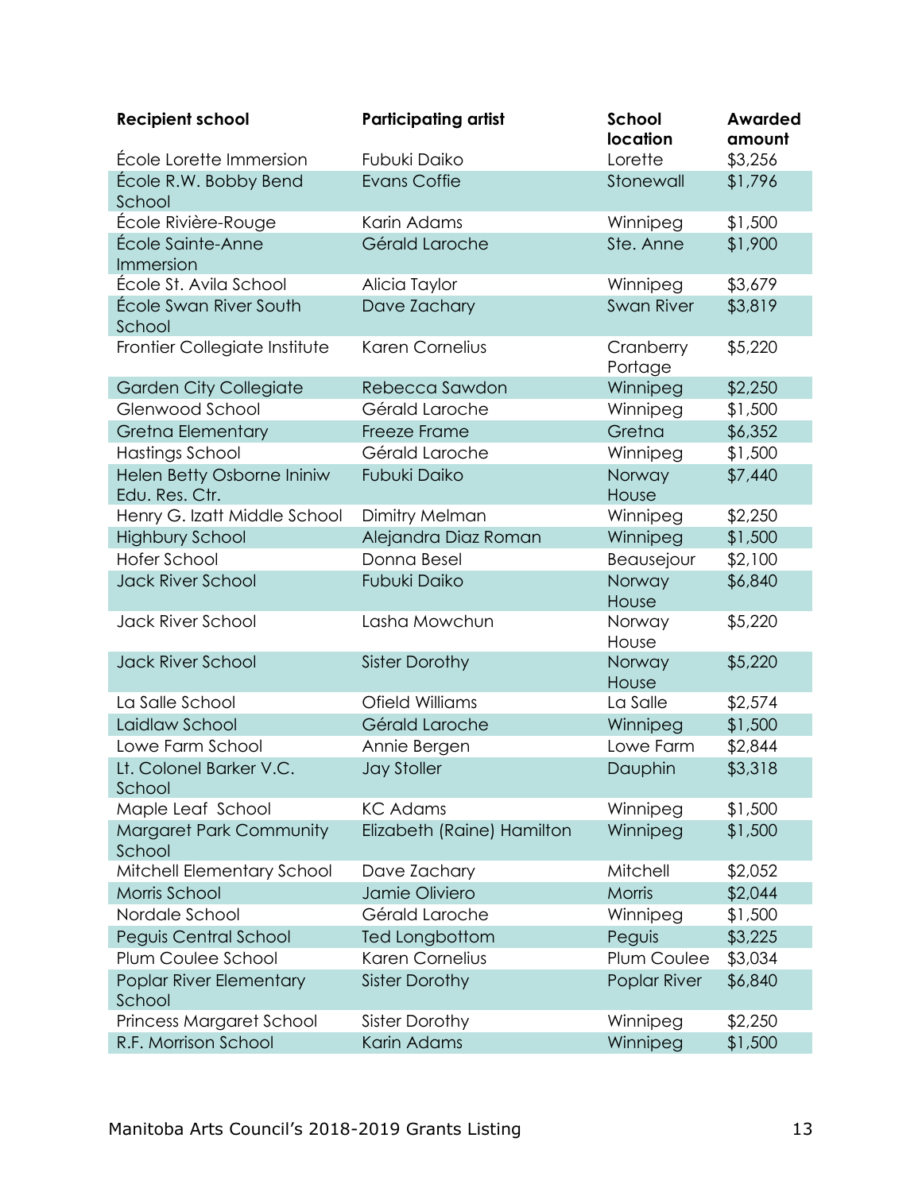| Recipient school | Participating artist | School location | Awarded amount |
|---|---|---|---|
| École Lorette Immersion | Fubuki Daiko | Lorette | $3,256 |
| École R.W. Bobby Bend School | Evans Coffie | Stonewall | $1,796 |
| École Rivière-Rouge | Karin Adams | Winnipeg | $1,500 |
| École Sainte-Anne Immersion | Gérald Laroche | Ste. Anne | $1,900 |
| École St. Avila School | Alicia Taylor | Winnipeg | $3,679 |
| École Swan River South School | Dave Zachary | Swan River | $3,819 |
| Frontier Collegiate Institute | Karen Cornelius | Cranberry Portage | $5,220 |
| Garden City Collegiate | Rebecca Sawdon | Winnipeg | $2,250 |
| Glenwood School | Gérald Laroche | Winnipeg | $1,500 |
| Gretna Elementary | Freeze Frame | Gretna | $6,352 |
| Hastings School | Gérald Laroche | Winnipeg | $1,500 |
| Helen Betty Osborne Ininiw Edu. Res. Ctr. | Fubuki Daiko | Norway House | $7,440 |
| Henry G. Izatt Middle School | Dimitry Melman | Winnipeg | $2,250 |
| Highbury School | Alejandra Diaz Roman | Winnipeg | $1,500 |
| Hofer School | Donna Besel | Beausejour | $2,100 |
| Jack River School | Fubuki Daiko | Norway House | $6,840 |
| Jack River School | Lasha Mowchun | Norway House | $5,220 |
| Jack River School | Sister Dorothy | Norway House | $5,220 |
| La Salle School | Ofield Williams | La Salle | $2,574 |
| Laidlaw School | Gérald Laroche | Winnipeg | $1,500 |
| Lowe Farm School | Annie Bergen | Lowe Farm | $2,844 |
| Lt. Colonel Barker V.C. School | Jay Stoller | Dauphin | $3,318 |
| Maple Leaf School | KC Adams | Winnipeg | $1,500 |
| Margaret Park Community School | Elizabeth (Raine) Hamilton | Winnipeg | $1,500 |
| Mitchell Elementary School | Dave Zachary | Mitchell | $2,052 |
| Morris School | Jamie Oliviero | Morris | $2,044 |
| Nordale School | Gérald Laroche | Winnipeg | $1,500 |
| Peguis Central School | Ted Longbottom | Peguis | $3,225 |
| Plum Coulee School | Karen Cornelius | Plum Coulee | $3,034 |
| Poplar River Elementary School | Sister Dorothy | Poplar River | $6,840 |
| Princess Margaret School | Sister Dorothy | Winnipeg | $2,250 |
| R.F. Morrison School | Karin Adams | Winnipeg | $1,500 |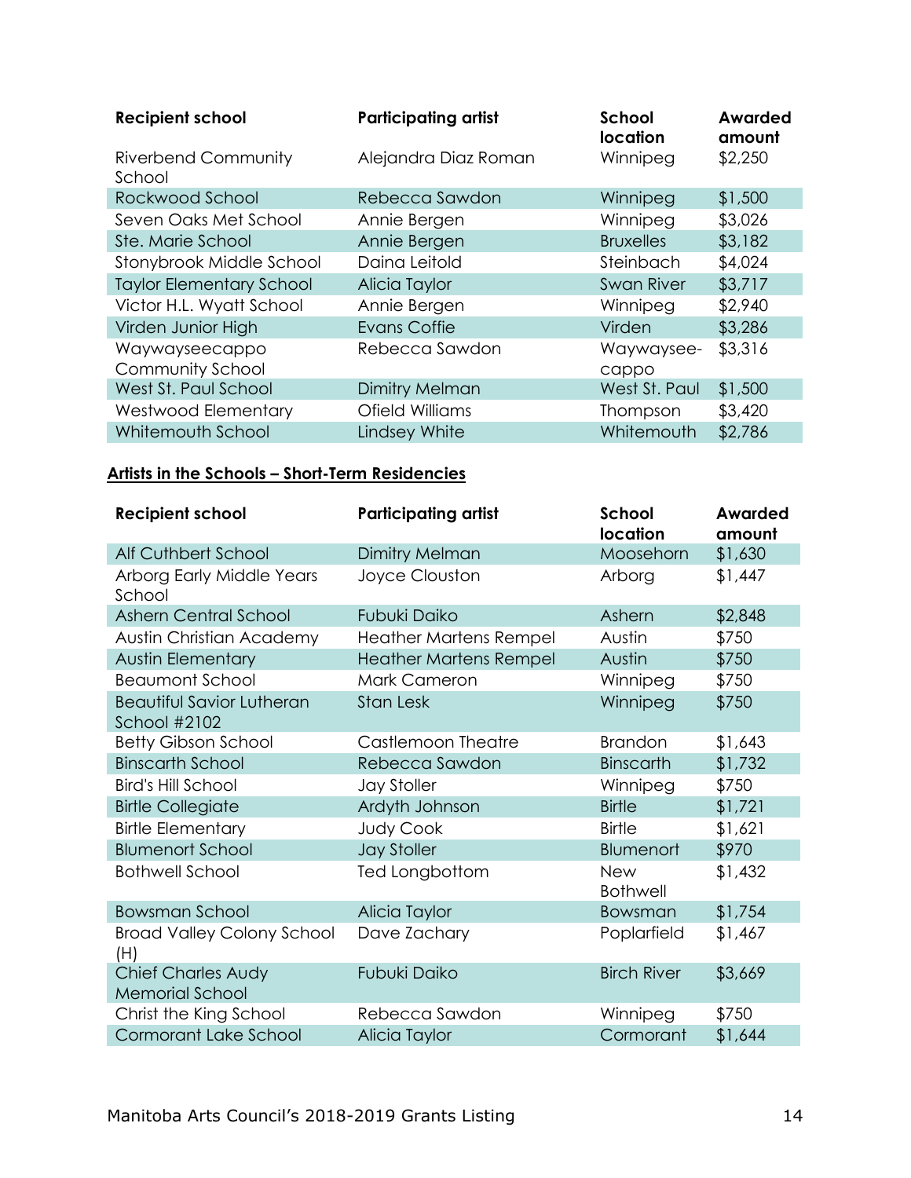| Recipient school | Participating artist | School location | Awarded amount |
| --- | --- | --- | --- |
| Riverbend Community School | Alejandra Diaz Roman | Winnipeg | $2,250 |
| Rockwood School | Rebecca Sawdon | Winnipeg | $1,500 |
| Seven Oaks Met School | Annie Bergen | Winnipeg | $3,026 |
| Ste. Marie School | Annie Bergen | Bruxelles | $3,182 |
| Stonybrook Middle School | Daina Leitold | Steinbach | $4,024 |
| Taylor Elementary School | Alicia Taylor | Swan River | $3,717 |
| Victor H.L. Wyatt School | Annie Bergen | Winnipeg | $2,940 |
| Virden Junior High | Evans Coffie | Virden | $3,286 |
| Waywayseecappo Community School | Rebecca Sawdon | Waywaysee-cappo | $3,316 |
| West St. Paul School | Dimitry Melman | West St. Paul | $1,500 |
| Westwood Elementary | Ofield Williams | Thompson | $3,420 |
| Whitemouth School | Lindsey White | Whitemouth | $2,786 |

## Artists in the Schools – Short-Term Residencies

| Recipient school | Participating artist | School location | Awarded amount |
| --- | --- | --- | --- |
| Alf Cuthbert School | Dimitry Melman | Moosehorn | $1,630 |
| Arborg Early Middle Years School | Joyce Clouston | Arborg | $1,447 |
| Ashern Central School | Fubuki Daiko | Ashern | $2,848 |
| Austin Christian Academy | Heather Martens Rempel | Austin | $750 |
| Austin Elementary | Heather Martens Rempel | Austin | $750 |
| Beaumont School | Mark Cameron | Winnipeg | $750 |
| Beautiful Savior Lutheran School #2102 | Stan Lesk | Winnipeg | $750 |
| Betty Gibson School | Castlemoon Theatre | Brandon | $1,643 |
| Binscarth School | Rebecca Sawdon | Binscarth | $1,732 |
| Bird's Hill School | Jay Stoller | Winnipeg | $750 |
| Birtle Collegiate | Ardyth Johnson | Birtle | $1,721 |
| Birtle Elementary | Judy Cook | Birtle | $1,621 |
| Blumenort School | Jay Stoller | Blumenort | $970 |
| Bothwell School | Ted Longbottom | New Bothwell | $1,432 |
| Bowsman School | Alicia Taylor | Bowsman | $1,754 |
| Broad Valley Colony School (H) | Dave Zachary | Poplarfield | $1,467 |
| Chief Charles Audy Memorial School | Fubuki Daiko | Birch River | $3,669 |
| Christ the King School | Rebecca Sawdon | Winnipeg | $750 |
| Cormorant Lake School | Alicia Taylor | Cormorant | $1,644 |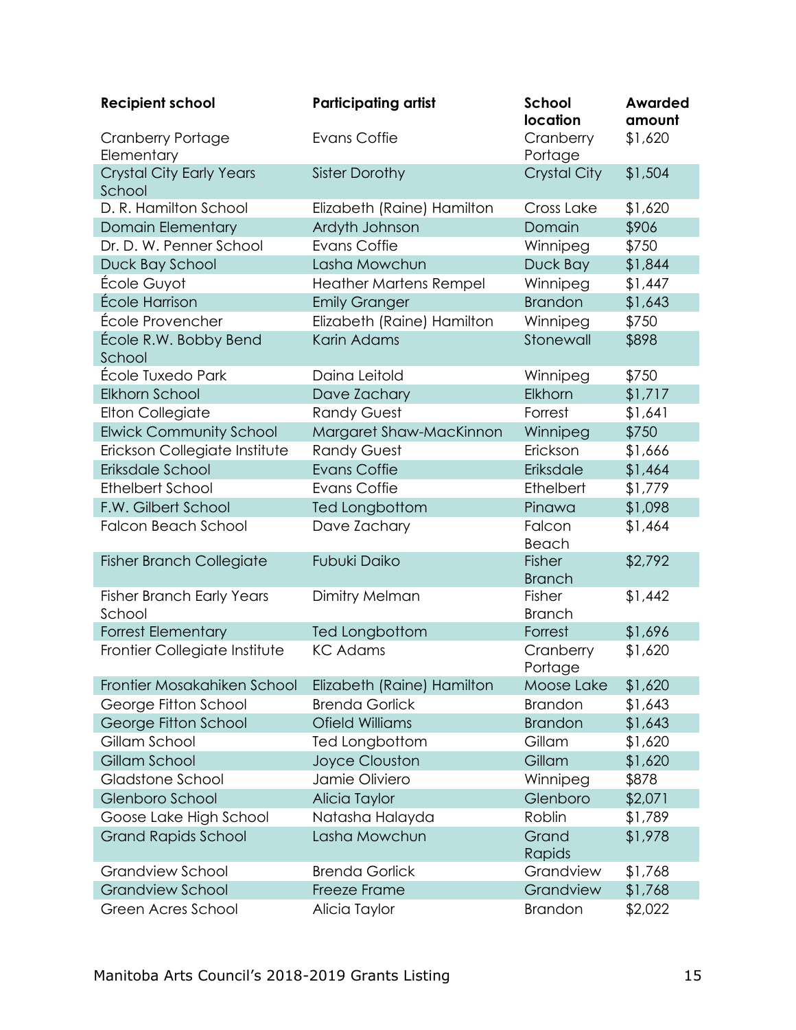| Recipient school | Participating artist | School location | Awarded amount |
|---|---|---|---|
| Cranberry Portage Elementary | Evans Coffie | Cranberry Portage | $1,620 |
| Crystal City Early Years School | Sister Dorothy | Crystal City | $1,504 |
| D. R. Hamilton School | Elizabeth (Raine) Hamilton | Cross Lake | $1,620 |
| Domain Elementary | Ardyth Johnson | Domain | $906 |
| Dr. D. W. Penner School | Evans Coffie | Winnipeg | $750 |
| Duck Bay School | Lasha Mowchun | Duck Bay | $1,844 |
| École Guyot | Heather Martens Rempel | Winnipeg | $1,447 |
| École Harrison | Emily Granger | Brandon | $1,643 |
| École Provencher | Elizabeth (Raine) Hamilton | Winnipeg | $750 |
| École R.W. Bobby Bend School | Karin Adams | Stonewall | $898 |
| École Tuxedo Park | Daina Leitold | Winnipeg | $750 |
| Elkhorn School | Dave Zachary | Elkhorn | $1,717 |
| Elton Collegiate | Randy Guest | Forrest | $1,641 |
| Elwick Community School | Margaret Shaw-MacKinnon | Winnipeg | $750 |
| Erickson Collegiate Institute | Randy Guest | Erickson | $1,666 |
| Eriksdale School | Evans Coffie | Eriksdale | $1,464 |
| Ethelbert School | Evans Coffie | Ethelbert | $1,779 |
| F.W. Gilbert School | Ted Longbottom | Pinawa | $1,098 |
| Falcon Beach School | Dave Zachary | Falcon Beach | $1,464 |
| Fisher Branch Collegiate | Fubuki Daiko | Fisher Branch | $2,792 |
| Fisher Branch Early Years School | Dimitry Melman | Fisher Branch | $1,442 |
| Forrest Elementary | Ted Longbottom | Forrest | $1,696 |
| Frontier Collegiate Institute | KC Adams | Cranberry Portage | $1,620 |
| Frontier Mosakahiken School | Elizabeth (Raine) Hamilton | Moose Lake | $1,620 |
| George Fitton School | Brenda Gorlick | Brandon | $1,643 |
| George Fitton School | Ofield Williams | Brandon | $1,643 |
| Gillam School | Ted Longbottom | Gillam | $1,620 |
| Gillam School | Joyce Clouston | Gillam | $1,620 |
| Gladstone School | Jamie Oliviero | Winnipeg | $878 |
| Glenboro School | Alicia Taylor | Glenboro | $2,071 |
| Goose Lake High School | Natasha Halayda | Roblin | $1,789 |
| Grand Rapids School | Lasha Mowchun | Grand Rapids | $1,978 |
| Grandview School | Brenda Gorlick | Grandview | $1,768 |
| Grandview School | Freeze Frame | Grandview | $1,768 |
| Green Acres School | Alicia Taylor | Brandon | $2,022 |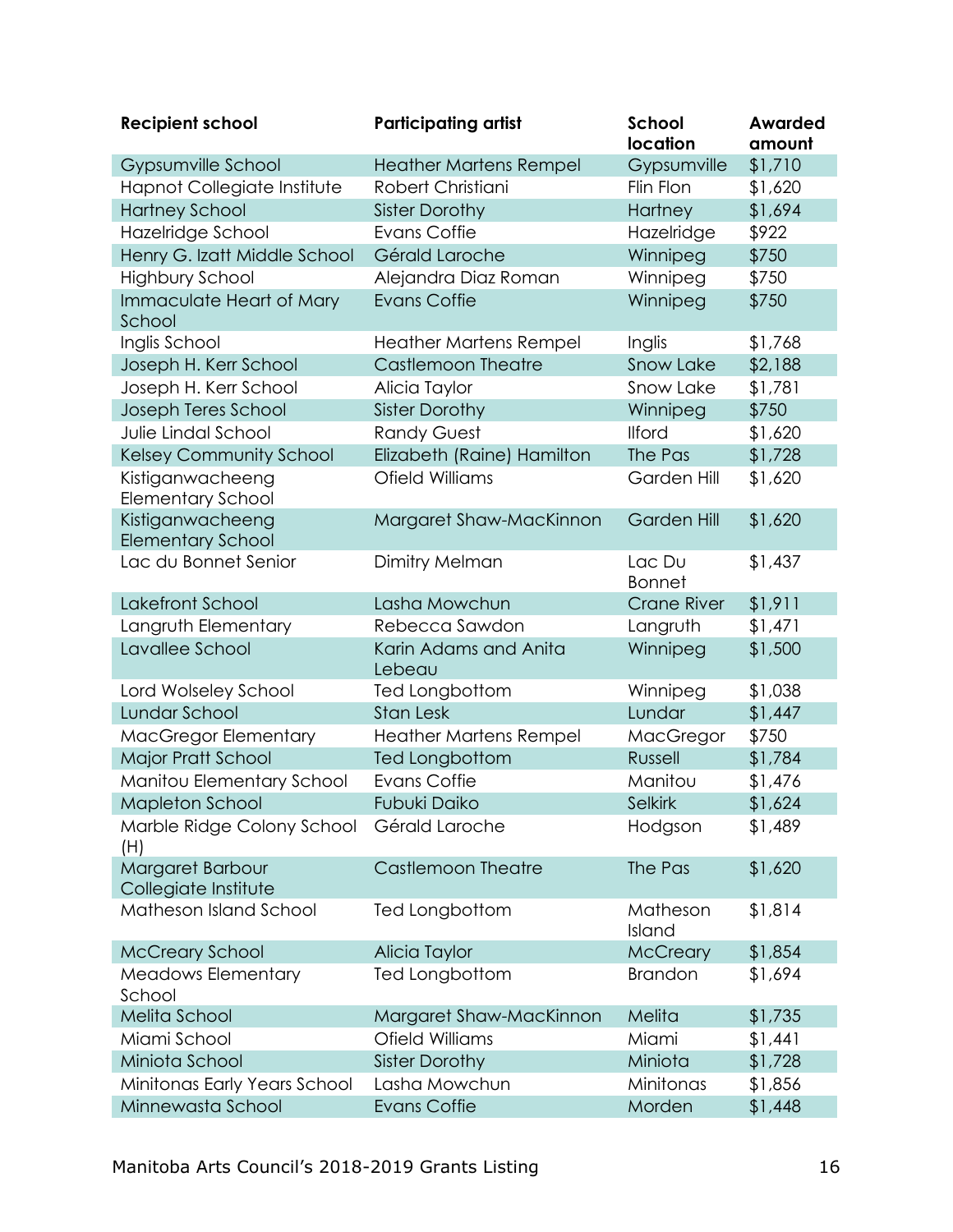| Recipient school | Participating artist | School location | Awarded amount |
|---|---|---|---|
| Gypsumville School | Heather Martens Rempel | Gypsumville | $1,710 |
| Hapnot Collegiate Institute | Robert Christiani | Flin Flon | $1,620 |
| Hartney School | Sister Dorothy | Hartney | $1,694 |
| Hazelridge School | Evans Coffie | Hazelridge | $922 |
| Henry G. Izatt Middle School | Gérald Laroche | Winnipeg | $750 |
| Highbury School | Alejandra Diaz Roman | Winnipeg | $750 |
| Immaculate Heart of Mary School | Evans Coffie | Winnipeg | $750 |
| Inglis School | Heather Martens Rempel | Inglis | $1,768 |
| Joseph H. Kerr School | Castlemoon Theatre | Snow Lake | $2,188 |
| Joseph H. Kerr School | Alicia Taylor | Snow Lake | $1,781 |
| Joseph Teres School | Sister Dorothy | Winnipeg | $750 |
| Julie Lindal School | Randy Guest | Ilford | $1,620 |
| Kelsey Community School | Elizabeth (Raine) Hamilton | The Pas | $1,728 |
| Kistiganwacheeng Elementary School | Ofield Williams | Garden Hill | $1,620 |
| Kistiganwacheeng Elementary School | Margaret Shaw-MacKinnon | Garden Hill | $1,620 |
| Lac du Bonnet Senior | Dimitry Melman | Lac Du Bonnet | $1,437 |
| Lakefront School | Lasha Mowchun | Crane River | $1,911 |
| Langruth Elementary | Rebecca Sawdon | Langruth | $1,471 |
| Lavallee School | Karin Adams and Anita Lebeau | Winnipeg | $1,500 |
| Lord Wolseley School | Ted Longbottom | Winnipeg | $1,038 |
| Lundar School | Stan Lesk | Lundar | $1,447 |
| MacGregor Elementary | Heather Martens Rempel | MacGregor | $750 |
| Major Pratt School | Ted Longbottom | Russell | $1,784 |
| Manitou Elementary School | Evans Coffie | Manitou | $1,476 |
| Mapleton School | Fubuki Daiko | Selkirk | $1,624 |
| Marble Ridge Colony School (H) | Gérald Laroche | Hodgson | $1,489 |
| Margaret Barbour Collegiate Institute | Castlemoon Theatre | The Pas | $1,620 |
| Matheson Island School | Ted Longbottom | Matheson Island | $1,814 |
| McCreary School | Alicia Taylor | McCreary | $1,854 |
| Meadows Elementary School | Ted Longbottom | Brandon | $1,694 |
| Melita School | Margaret Shaw-MacKinnon | Melita | $1,735 |
| Miami School | Ofield Williams | Miami | $1,441 |
| Miniota School | Sister Dorothy | Miniota | $1,728 |
| Minitonas Early Years School | Lasha Mowchun | Minitonas | $1,856 |
| Minnewasta School | Evans Coffie | Morden | $1,448 |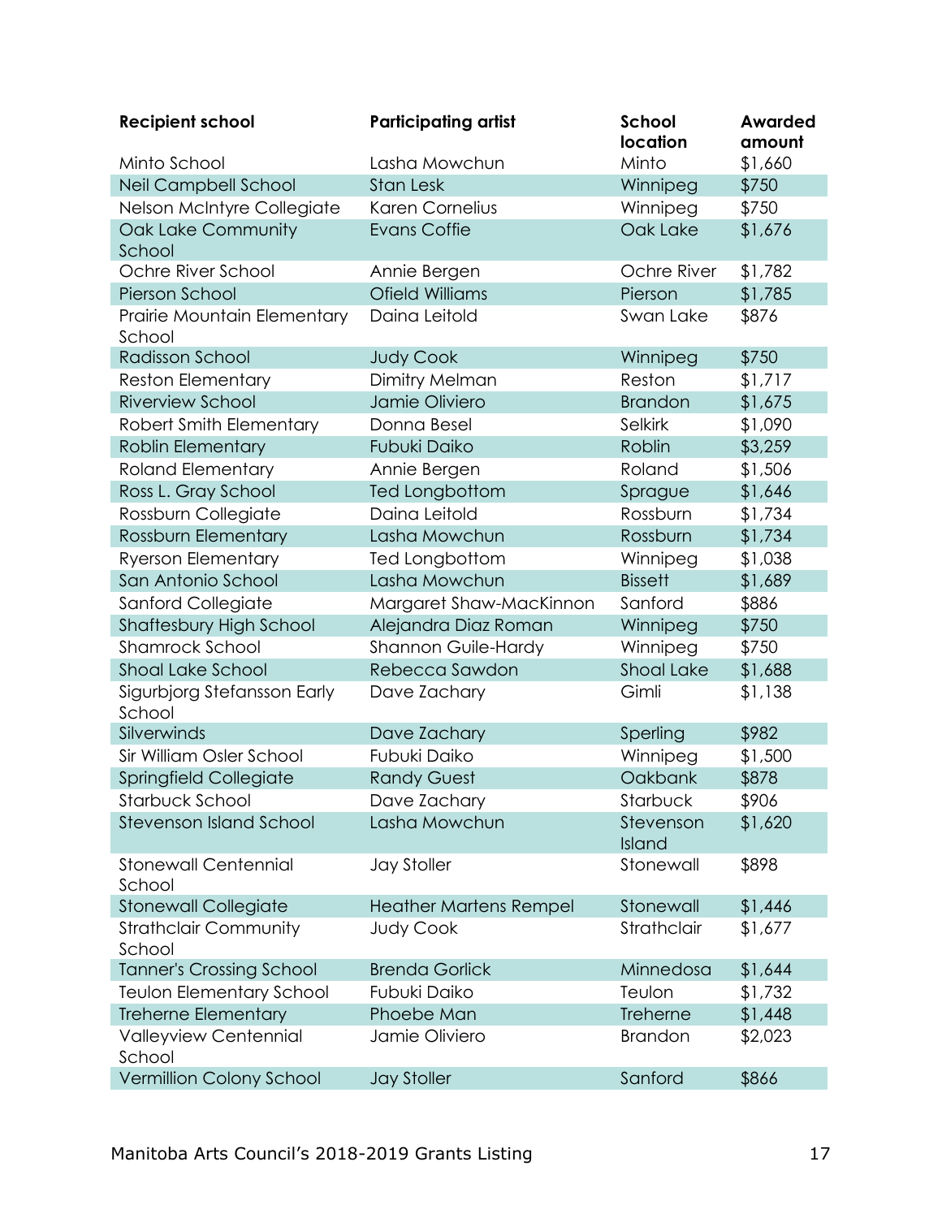| Recipient school | Participating artist | School location | Awarded amount |
| --- | --- | --- | --- |
| Minto School | Lasha Mowchun | Minto | $1,660 |
| Neil Campbell School | Stan Lesk | Winnipeg | $750 |
| Nelson McIntyre Collegiate | Karen Cornelius | Winnipeg | $750 |
| Oak Lake Community School | Evans Coffie | Oak Lake | $1,676 |
| Ochre River School | Annie Bergen | Ochre River | $1,782 |
| Pierson School | Ofield Williams | Pierson | $1,785 |
| Prairie Mountain Elementary School | Daina Leitold | Swan Lake | $876 |
| Radisson School | Judy Cook | Winnipeg | $750 |
| Reston Elementary | Dimitry Melman | Reston | $1,717 |
| Riverview School | Jamie Oliviero | Brandon | $1,675 |
| Robert Smith Elementary | Donna Besel | Selkirk | $1,090 |
| Roblin Elementary | Fubuki Daiko | Roblin | $3,259 |
| Roland Elementary | Annie Bergen | Roland | $1,506 |
| Ross L. Gray School | Ted Longbottom | Sprague | $1,646 |
| Rossburn Collegiate | Daina Leitold | Rossburn | $1,734 |
| Rossburn Elementary | Lasha Mowchun | Rossburn | $1,734 |
| Ryerson Elementary | Ted Longbottom | Winnipeg | $1,038 |
| San Antonio School | Lasha Mowchun | Bissett | $1,689 |
| Sanford Collegiate | Margaret Shaw-MacKinnon | Sanford | $886 |
| Shaftesbury High School | Alejandra Diaz Roman | Winnipeg | $750 |
| Shamrock School | Shannon Guile-Hardy | Winnipeg | $750 |
| Shoal Lake School | Rebecca Sawdon | Shoal Lake | $1,688 |
| Sigurbjorg Stefansson Early School | Dave Zachary | Gimli | $1,138 |
| Silverwinds | Dave Zachary | Sperling | $982 |
| Sir William Osler School | Fubuki Daiko | Winnipeg | $1,500 |
| Springfield Collegiate | Randy Guest | Oakbank | $878 |
| Starbuck School | Dave Zachary | Starbuck | $906 |
| Stevenson Island School | Lasha Mowchun | Stevenson Island | $1,620 |
| Stonewall Centennial School | Jay Stoller | Stonewall | $898 |
| Stonewall Collegiate | Heather Martens Rempel | Stonewall | $1,446 |
| Strathclair Community School | Judy Cook | Strathclair | $1,677 |
| Tanner's Crossing School | Brenda Gorlick | Minnedosa | $1,644 |
| Teulon Elementary School | Fubuki Daiko | Teulon | $1,732 |
| Treherne Elementary | Phoebe Man | Treherne | $1,448 |
| Valleyview Centennial School | Jamie Oliviero | Brandon | $2,023 |
| Vermillion Colony School | Jay Stoller | Sanford | $866 |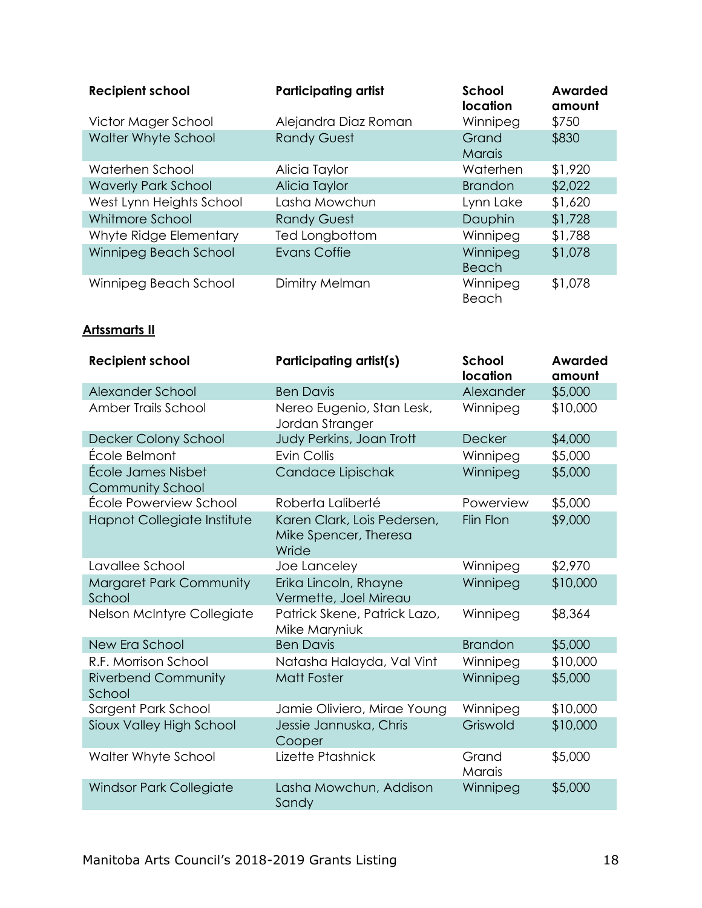| Recipient school | Participating artist | School location | Awarded amount |
| --- | --- | --- | --- |
| Victor Mager School | Alejandra Diaz Roman | Winnipeg | $750 |
| Walter Whyte School | Randy Guest | Grand Marais | $830 |
| Waterhen School | Alicia Taylor | Waterhen | $1,920 |
| Waverly Park School | Alicia Taylor | Brandon | $2,022 |
| West Lynn Heights School | Lasha Mowchun | Lynn Lake | $1,620 |
| Whitmore School | Randy Guest | Dauphin | $1,728 |
| Whyte Ridge Elementary | Ted Longbottom | Winnipeg | $1,788 |
| Winnipeg Beach School | Evans Coffie | Winnipeg Beach | $1,078 |
| Winnipeg Beach School | Dimitry Melman | Winnipeg Beach | $1,078 |

**Artssmarts II**

| Recipient school | Participating artist(s) | School location | Awarded amount |
| --- | --- | --- | --- |
| Alexander School | Ben Davis | Alexander | $5,000 |
| Amber Trails School | Nereo Eugenio, Stan Lesk, Jordan Stranger | Winnipeg | $10,000 |
| Decker Colony School | Judy Perkins, Joan Trott | Decker | $4,000 |
| École Belmont | Evin Collis | Winnipeg | $5,000 |
| École James Nisbet Community School | Candace Lipischak | Winnipeg | $5,000 |
| École Powerview School | Roberta Laliberté | Powerview | $5,000 |
| Hapnot Collegiate Institute | Karen Clark, Lois Pedersen, Mike Spencer, Theresa Wride | Flin Flon | $9,000 |
| Lavallee School | Joe Lanceley | Winnipeg | $2,970 |
| Margaret Park Community School | Erika Lincoln, Rhayne Vermette, Joel Mireau | Winnipeg | $10,000 |
| Nelson McIntyre Collegiate | Patrick Skene, Patrick Lazo, Mike Maryniuk | Winnipeg | $8,364 |
| New Era School | Ben Davis | Brandon | $5,000 |
| R.F. Morrison School | Natasha Halayda, Val Vint | Winnipeg | $10,000 |
| Riverbend Community School | Matt Foster | Winnipeg | $5,000 |
| Sargent Park School | Jamie Oliviero, Mirae Young | Winnipeg | $10,000 |
| Sioux Valley High School | Jessie Jannuska, Chris Cooper | Griswold | $10,000 |
| Walter Whyte School | Lizette Ptashnick | Grand Marais | $5,000 |
| Windsor Park Collegiate | Lasha Mowchun, Addison Sandy | Winnipeg | $5,000 |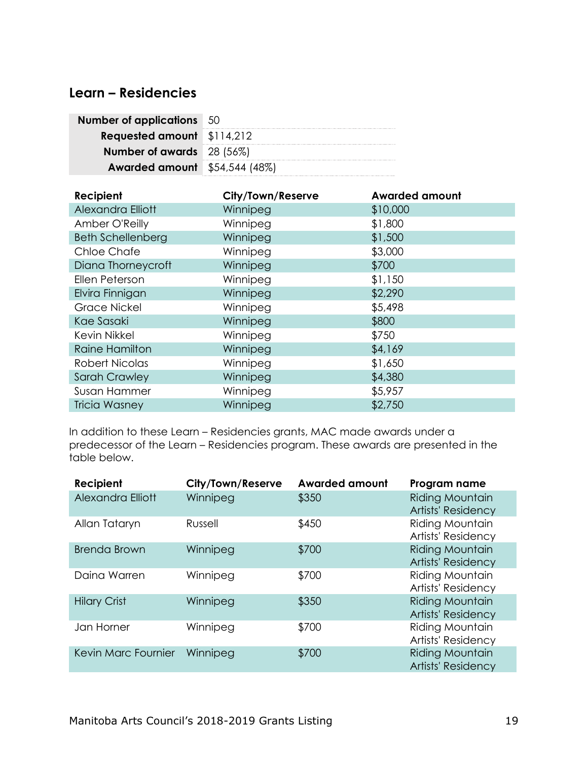## Learn – Residencies

| | |
|---|---|
| **Number of applications** | 50 |
| **Requested amount** | $114,212 |
| **Number of awards** | 28 (56%) |
| **Awarded amount** | $54,544 (48%) |

| Recipient | City/Town/Reserve | Awarded amount |
|---|---|---|
| Alexandra Elliott | Winnipeg | $10,000 |
| Amber O'Reilly | Winnipeg | $1,800 |
| Beth Schellenberg | Winnipeg | $1,500 |
| Chloe Chafe | Winnipeg | $3,000 |
| Diana Thorneycroft | Winnipeg | $700 |
| Ellen Peterson | Winnipeg | $1,150 |
| Elvira Finnigan | Winnipeg | $2,290 |
| Grace Nickel | Winnipeg | $5,498 |
| Kae Sasaki | Winnipeg | $800 |
| Kevin Nikkel | Winnipeg | $750 |
| Raine Hamilton | Winnipeg | $4,169 |
| Robert Nicolas | Winnipeg | $1,650 |
| Sarah Crawley | Winnipeg | $4,380 |
| Susan Hammer | Winnipeg | $5,957 |
| Tricia Wasney | Winnipeg | $2,750 |

In addition to these Learn – Residencies grants, MAC made awards under a predecessor of the Learn – Residencies program. These awards are presented in the table below.

| Recipient | City/Town/Reserve | Awarded amount | Program name |
|---|---|---|---|
| Alexandra Elliott | Winnipeg | $350 | Riding Mountain Artists' Residency |
| Allan Tataryn | Russell | $450 | Riding Mountain Artists' Residency |
| Brenda Brown | Winnipeg | $700 | Riding Mountain Artists' Residency |
| Daina Warren | Winnipeg | $700 | Riding Mountain Artists' Residency |
| Hilary Crist | Winnipeg | $350 | Riding Mountain Artists' Residency |
| Jan Horner | Winnipeg | $700 | Riding Mountain Artists' Residency |
| Kevin Marc Fournier | Winnipeg | $700 | Riding Mountain Artists' Residency |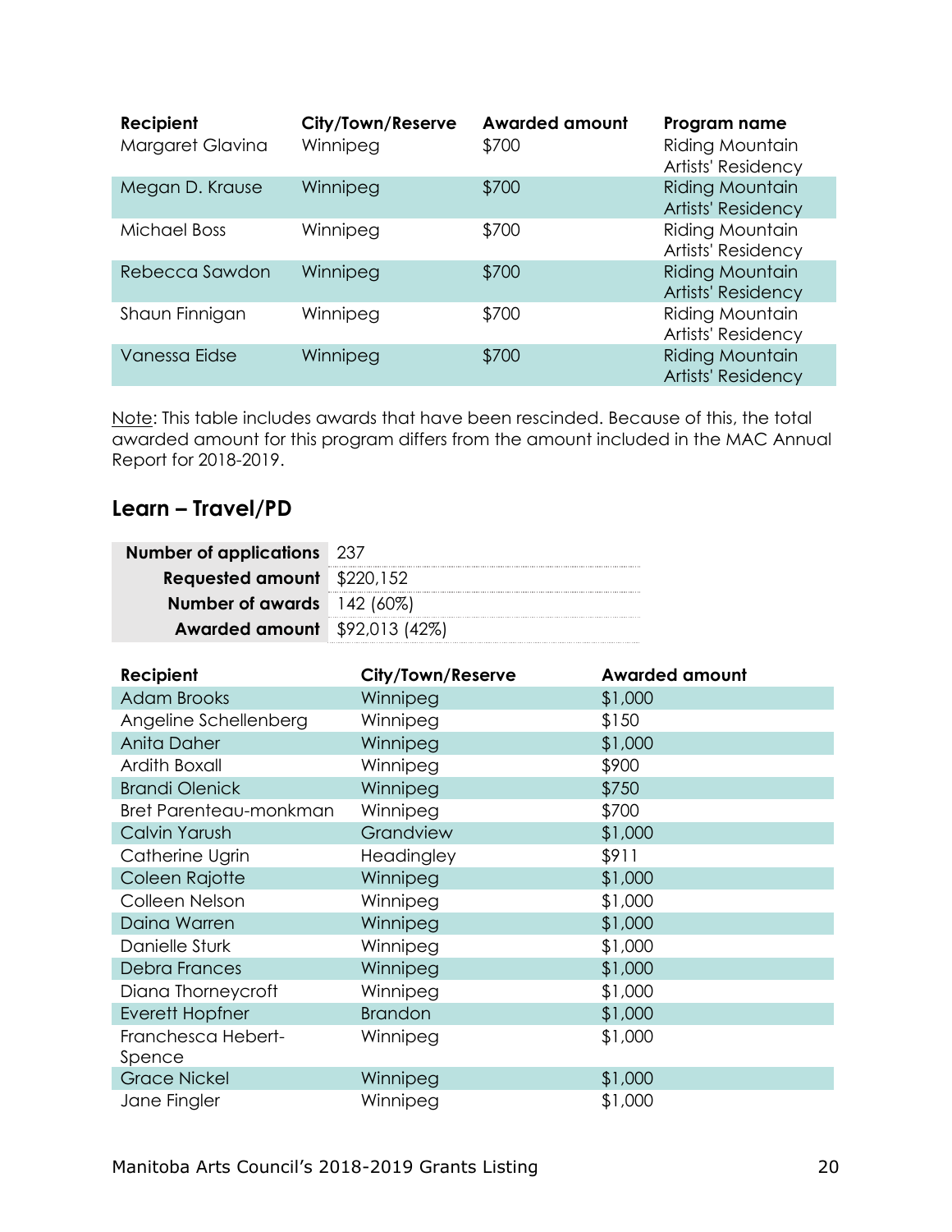| Recipient | City/Town/Reserve | Awarded amount | Program name |
|---|---|---|---|
| Margaret Glavina | Winnipeg | $700 | Riding Mountain Artists' Residency |
| Megan D. Krause | Winnipeg | $700 | Riding Mountain Artists' Residency |
| Michael Boss | Winnipeg | $700 | Riding Mountain Artists' Residency |
| Rebecca Sawdon | Winnipeg | $700 | Riding Mountain Artists' Residency |
| Shaun Finnigan | Winnipeg | $700 | Riding Mountain Artists' Residency |
| Vanessa Eidse | Winnipeg | $700 | Riding Mountain Artists' Residency |

Note: This table includes awards that have been rescinded. Because of this, the total awarded amount for this program differs from the amount included in the MAC Annual Report for 2018-2019.

## Learn – Travel/PD

| | |
|---|---|
| **Number of applications** | 237 |
| **Requested amount** | $220,152 |
| **Number of awards** | 142 (60%) |
| **Awarded amount** | $92,013 (42%) |

| Recipient | City/Town/Reserve | Awarded amount |
|---|---|---|
| Adam Brooks | Winnipeg | $1,000 |
| Angeline Schellenberg | Winnipeg | $150 |
| Anita Daher | Winnipeg | $1,000 |
| Ardith Boxall | Winnipeg | $900 |
| Brandi Olenick | Winnipeg | $750 |
| Bret Parenteau-monkman | Winnipeg | $700 |
| Calvin Yarush | Grandview | $1,000 |
| Catherine Ugrin | Headingley | $911 |
| Coleen Rajotte | Winnipeg | $1,000 |
| Colleen Nelson | Winnipeg | $1,000 |
| Daina Warren | Winnipeg | $1,000 |
| Danielle Sturk | Winnipeg | $1,000 |
| Debra Frances | Winnipeg | $1,000 |
| Diana Thorneycroft | Winnipeg | $1,000 |
| Everett Hopfner | Brandon | $1,000 |
| Franchesca Hebert-Spence | Winnipeg | $1,000 |
| Grace Nickel | Winnipeg | $1,000 |
| Jane Fingler | Winnipeg | $1,000 |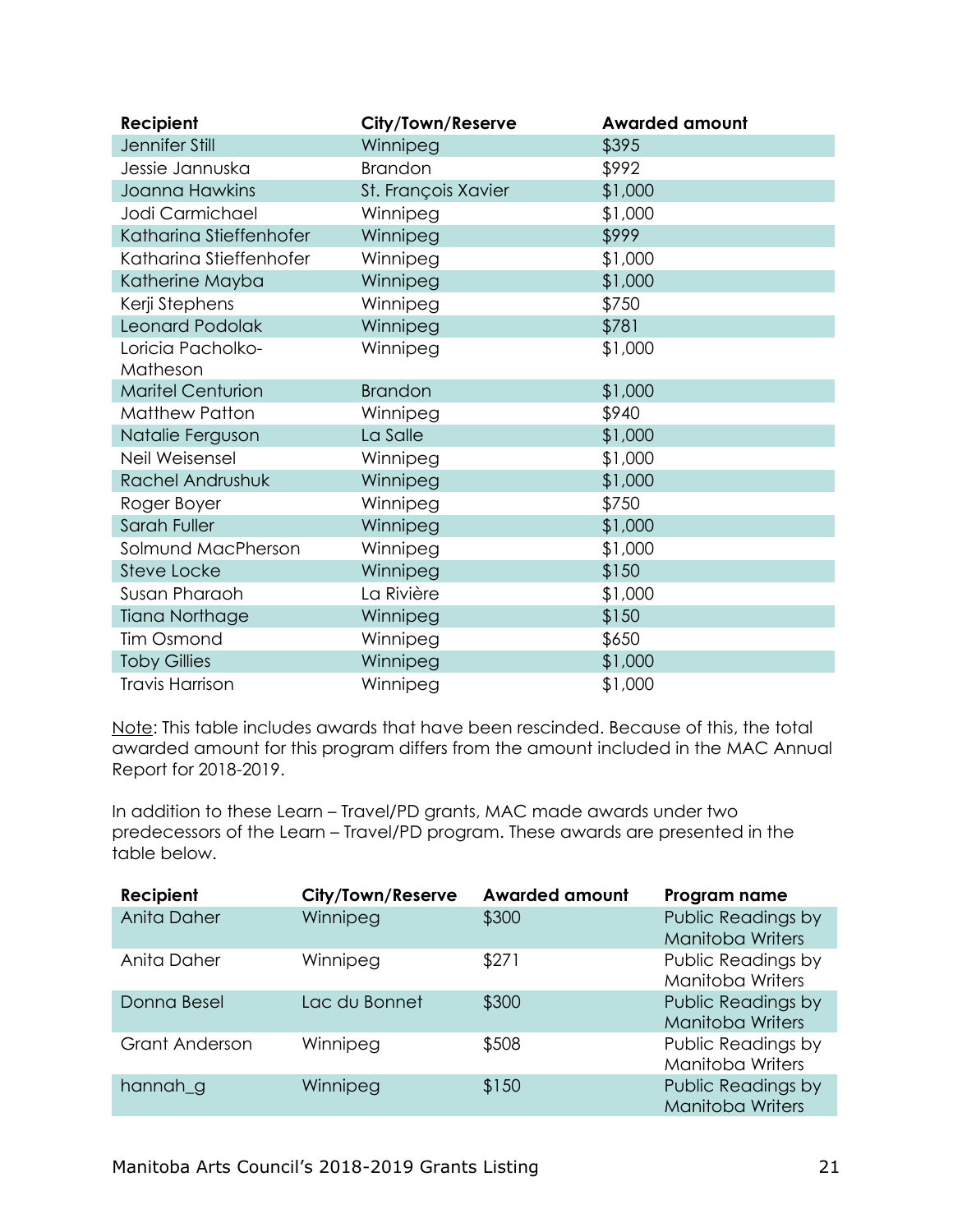| Recipient | City/Town/Reserve | Awarded amount |
| --- | --- | --- |
| Jennifer Still | Winnipeg | $395 |
| Jessie Jannuska | Brandon | $992 |
| Joanna Hawkins | St. François Xavier | $1,000 |
| Jodi Carmichael | Winnipeg | $1,000 |
| Katharina Stieffenhofer | Winnipeg | $999 |
| Katharina Stieffenhofer | Winnipeg | $1,000 |
| Katherine Mayba | Winnipeg | $1,000 |
| Kerji Stephens | Winnipeg | $750 |
| Leonard Podolak | Winnipeg | $781 |
| Loricia Pacholko-Matheson | Winnipeg | $1,000 |
| Maritel Centurion | Brandon | $1,000 |
| Matthew Patton | Winnipeg | $940 |
| Natalie Ferguson | La Salle | $1,000 |
| Neil Weisensel | Winnipeg | $1,000 |
| Rachel Andrushuk | Winnipeg | $1,000 |
| Roger Boyer | Winnipeg | $750 |
| Sarah Fuller | Winnipeg | $1,000 |
| Solmund MacPherson | Winnipeg | $1,000 |
| Steve Locke | Winnipeg | $150 |
| Susan Pharaoh | La Rivière | $1,000 |
| Tiana Northage | Winnipeg | $150 |
| Tim Osmond | Winnipeg | $650 |
| Toby Gillies | Winnipeg | $1,000 |
| Travis Harrison | Winnipeg | $1,000 |

Note: This table includes awards that have been rescinded. Because of this, the total awarded amount for this program differs from the amount included in the MAC Annual Report for 2018-2019.

In addition to these Learn – Travel/PD grants, MAC made awards under two predecessors of the Learn – Travel/PD program. These awards are presented in the table below.

| Recipient | City/Town/Reserve | Awarded amount | Program name |
| --- | --- | --- | --- |
| Anita Daher | Winnipeg | $300 | Public Readings by Manitoba Writers |
| Anita Daher | Winnipeg | $271 | Public Readings by Manitoba Writers |
| Donna Besel | Lac du Bonnet | $300 | Public Readings by Manitoba Writers |
| Grant Anderson | Winnipeg | $508 | Public Readings by Manitoba Writers |
| hannah_g | Winnipeg | $150 | Public Readings by Manitoba Writers |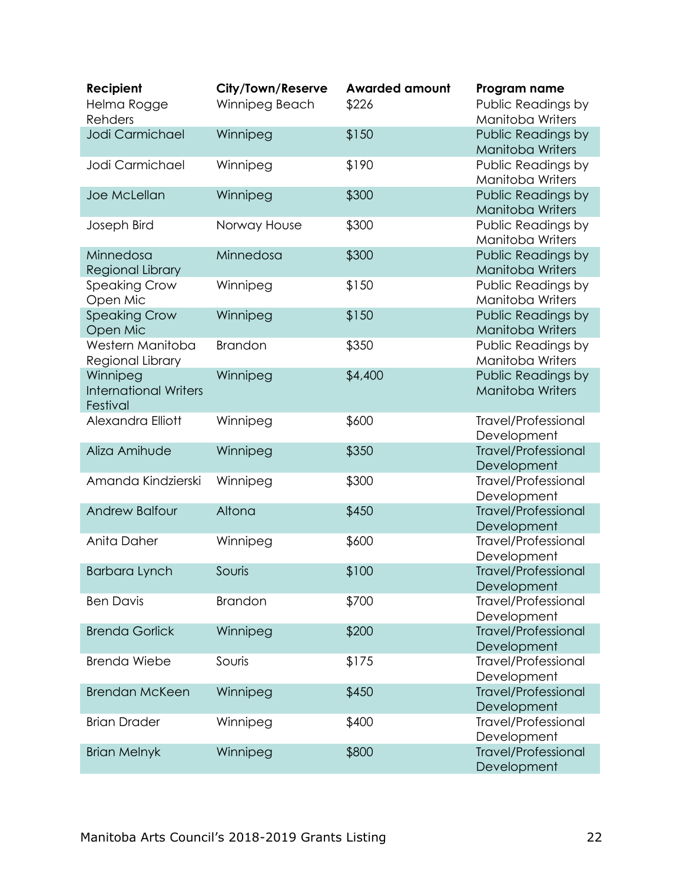| Recipient | City/Town/Reserve | Awarded amount | Program name |
|---|---|---|---|
| Helma Rogge Rehders | Winnipeg Beach | $226 | Public Readings by Manitoba Writers |
| Jodi Carmichael | Winnipeg | $150 | Public Readings by Manitoba Writers |
| Jodi Carmichael | Winnipeg | $190 | Public Readings by Manitoba Writers |
| Joe McLellan | Winnipeg | $300 | Public Readings by Manitoba Writers |
| Joseph Bird | Norway House | $300 | Public Readings by Manitoba Writers |
| Minnedosa Regional Library | Minnedosa | $300 | Public Readings by Manitoba Writers |
| Speaking Crow Open Mic | Winnipeg | $150 | Public Readings by Manitoba Writers |
| Speaking Crow Open Mic | Winnipeg | $150 | Public Readings by Manitoba Writers |
| Western Manitoba Regional Library | Brandon | $350 | Public Readings by Manitoba Writers |
| Winnipeg International Writers Festival | Winnipeg | $4,400 | Public Readings by Manitoba Writers |
| Alexandra Elliott | Winnipeg | $600 | Travel/Professional Development |
| Aliza Amihude | Winnipeg | $350 | Travel/Professional Development |
| Amanda Kindzierski | Winnipeg | $300 | Travel/Professional Development |
| Andrew Balfour | Altona | $450 | Travel/Professional Development |
| Anita Daher | Winnipeg | $600 | Travel/Professional Development |
| Barbara Lynch | Souris | $100 | Travel/Professional Development |
| Ben Davis | Brandon | $700 | Travel/Professional Development |
| Brenda Gorlick | Winnipeg | $200 | Travel/Professional Development |
| Brenda Wiebe | Souris | $175 | Travel/Professional Development |
| Brendan McKeen | Winnipeg | $450 | Travel/Professional Development |
| Brian Drader | Winnipeg | $400 | Travel/Professional Development |
| Brian Melnyk | Winnipeg | $800 | Travel/Professional Development |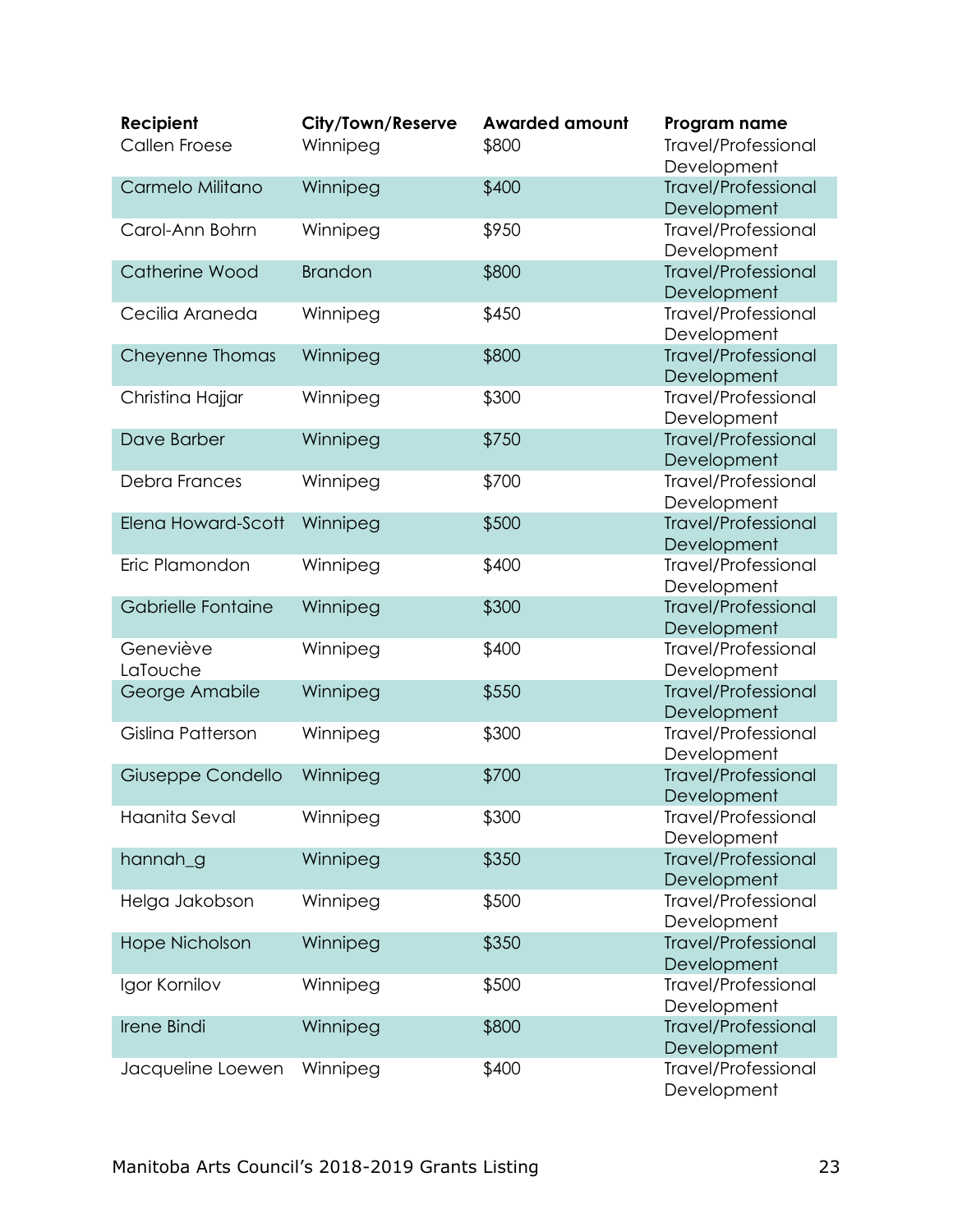| Recipient | City/Town/Reserve | Awarded amount | Program name |
|---|---|---|---|
| Callen Froese | Winnipeg | $800 | Travel/Professional Development |
| Carmelo Militano | Winnipeg | $400 | Travel/Professional Development |
| Carol-Ann Bohrn | Winnipeg | $950 | Travel/Professional Development |
| Catherine Wood | Brandon | $800 | Travel/Professional Development |
| Cecilia Araneda | Winnipeg | $450 | Travel/Professional Development |
| Cheyenne Thomas | Winnipeg | $800 | Travel/Professional Development |
| Christina Hajjar | Winnipeg | $300 | Travel/Professional Development |
| Dave Barber | Winnipeg | $750 | Travel/Professional Development |
| Debra Frances | Winnipeg | $700 | Travel/Professional Development |
| Elena Howard-Scott | Winnipeg | $500 | Travel/Professional Development |
| Eric Plamondon | Winnipeg | $400 | Travel/Professional Development |
| Gabrielle Fontaine | Winnipeg | $300 | Travel/Professional Development |
| Geneviève LaTouche | Winnipeg | $400 | Travel/Professional Development |
| George Amabile | Winnipeg | $550 | Travel/Professional Development |
| Gislina Patterson | Winnipeg | $300 | Travel/Professional Development |
| Giuseppe Condello | Winnipeg | $700 | Travel/Professional Development |
| Haanita Seval | Winnipeg | $300 | Travel/Professional Development |
| hannah_g | Winnipeg | $350 | Travel/Professional Development |
| Helga Jakobson | Winnipeg | $500 | Travel/Professional Development |
| Hope Nicholson | Winnipeg | $350 | Travel/Professional Development |
| Igor Kornilov | Winnipeg | $500 | Travel/Professional Development |
| Irene Bindi | Winnipeg | $800 | Travel/Professional Development |
| Jacqueline Loewen | Winnipeg | $400 | Travel/Professional Development |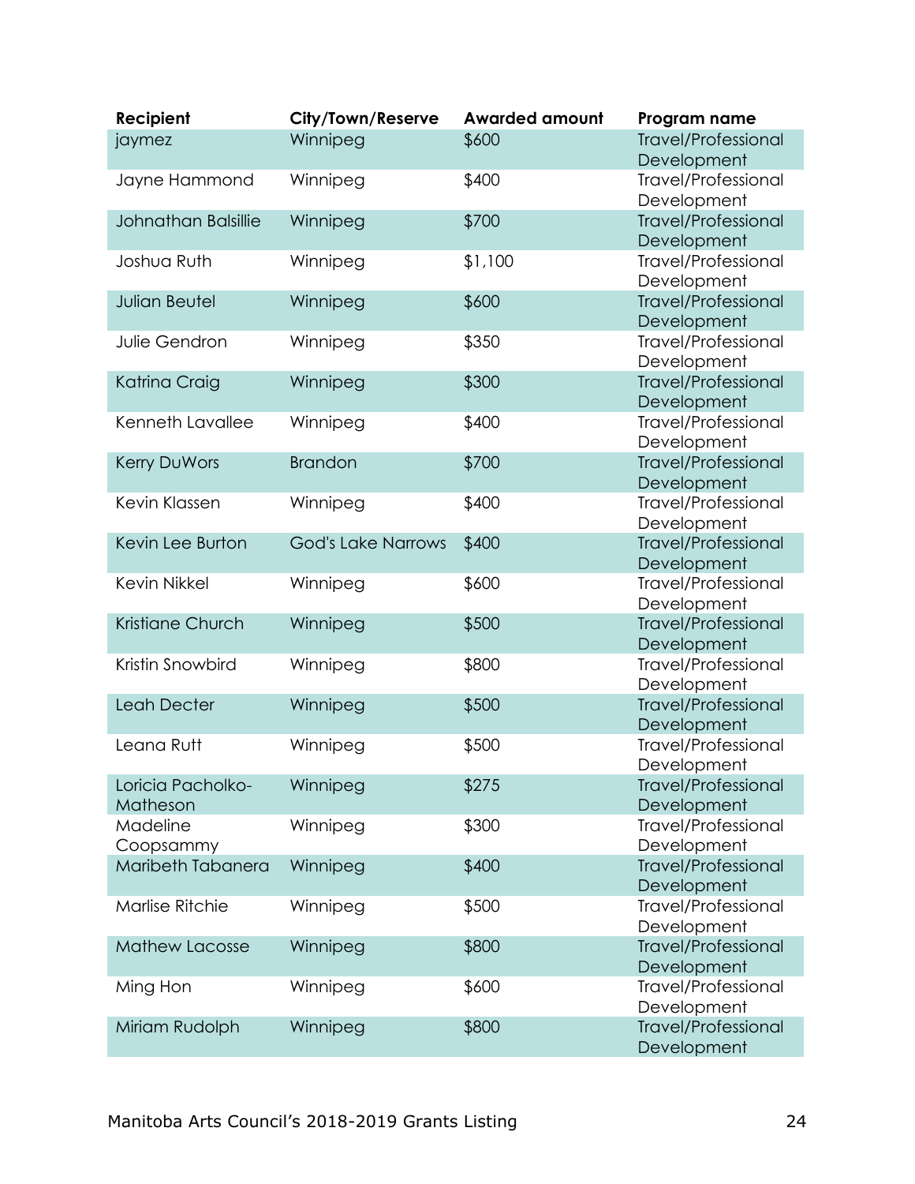| Recipient | City/Town/Reserve | Awarded amount | Program name |
| --- | --- | --- | --- |
| jaymez | Winnipeg | $600 | Travel/Professional Development |
| Jayne Hammond | Winnipeg | $400 | Travel/Professional Development |
| Johnathan Balsillie | Winnipeg | $700 | Travel/Professional Development |
| Joshua Ruth | Winnipeg | $1,100 | Travel/Professional Development |
| Julian Beutel | Winnipeg | $600 | Travel/Professional Development |
| Julie Gendron | Winnipeg | $350 | Travel/Professional Development |
| Katrina Craig | Winnipeg | $300 | Travel/Professional Development |
| Kenneth Lavallee | Winnipeg | $400 | Travel/Professional Development |
| Kerry DuWors | Brandon | $700 | Travel/Professional Development |
| Kevin Klassen | Winnipeg | $400 | Travel/Professional Development |
| Kevin Lee Burton | God's Lake Narrows | $400 | Travel/Professional Development |
| Kevin Nikkel | Winnipeg | $600 | Travel/Professional Development |
| Kristiane Church | Winnipeg | $500 | Travel/Professional Development |
| Kristin Snowbird | Winnipeg | $800 | Travel/Professional Development |
| Leah Decter | Winnipeg | $500 | Travel/Professional Development |
| Leana Rutt | Winnipeg | $500 | Travel/Professional Development |
| Loricia Pacholko-Matheson | Winnipeg | $275 | Travel/Professional Development |
| Madeline Coopsammy | Winnipeg | $300 | Travel/Professional Development |
| Maribeth Tabanera | Winnipeg | $400 | Travel/Professional Development |
| Marlise Ritchie | Winnipeg | $500 | Travel/Professional Development |
| Mathew Lacosse | Winnipeg | $800 | Travel/Professional Development |
| Ming Hon | Winnipeg | $600 | Travel/Professional Development |
| Miriam Rudolph | Winnipeg | $800 | Travel/Professional Development |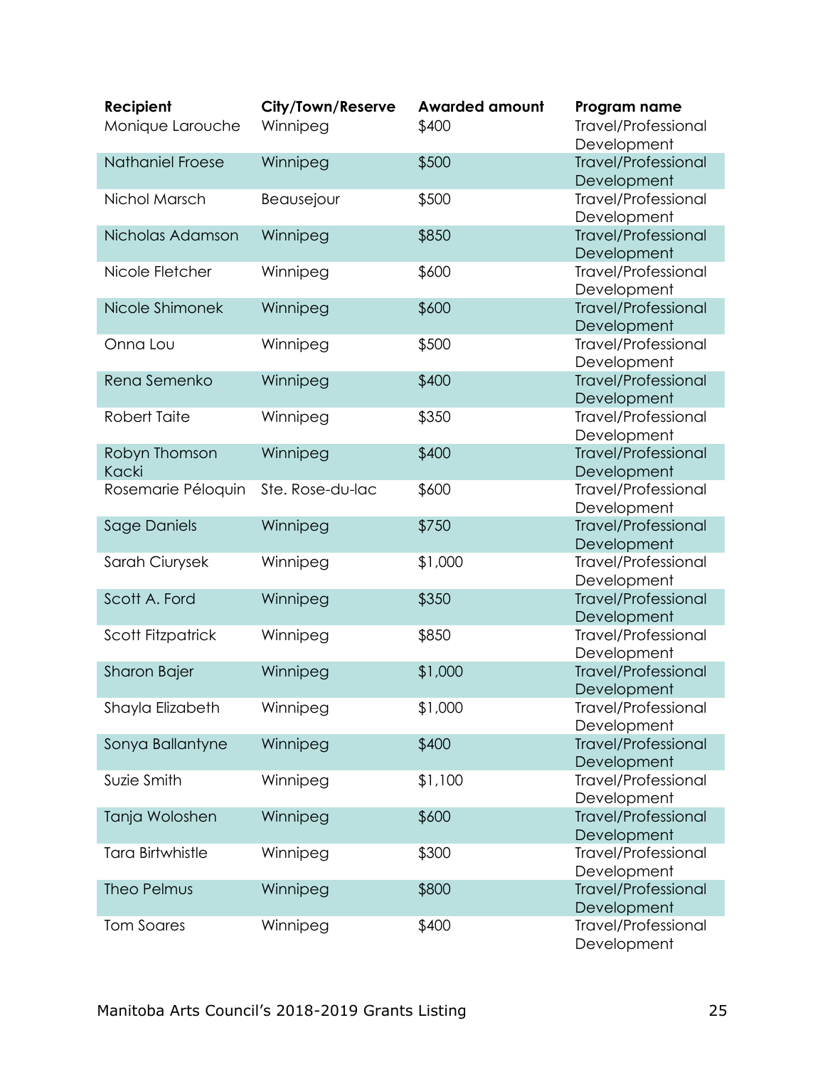| Recipient | City/Town/Reserve | Awarded amount | Program name |
|---|---|---|---|
| Monique Larouche | Winnipeg | $400 | Travel/Professional Development |
| Nathaniel Froese | Winnipeg | $500 | Travel/Professional Development |
| Nichol Marsch | Beausejour | $500 | Travel/Professional Development |
| Nicholas Adamson | Winnipeg | $850 | Travel/Professional Development |
| Nicole Fletcher | Winnipeg | $600 | Travel/Professional Development |
| Nicole Shimonek | Winnipeg | $600 | Travel/Professional Development |
| Onna Lou | Winnipeg | $500 | Travel/Professional Development |
| Rena Semenko | Winnipeg | $400 | Travel/Professional Development |
| Robert Taite | Winnipeg | $350 | Travel/Professional Development |
| Robyn Thomson Kacki | Winnipeg | $400 | Travel/Professional Development |
| Rosemarie Péloquin | Ste. Rose-du-lac | $600 | Travel/Professional Development |
| Sage Daniels | Winnipeg | $750 | Travel/Professional Development |
| Sarah Ciurysek | Winnipeg | $1,000 | Travel/Professional Development |
| Scott A. Ford | Winnipeg | $350 | Travel/Professional Development |
| Scott Fitzpatrick | Winnipeg | $850 | Travel/Professional Development |
| Sharon Bajer | Winnipeg | $1,000 | Travel/Professional Development |
| Shayla Elizabeth | Winnipeg | $1,000 | Travel/Professional Development |
| Sonya Ballantyne | Winnipeg | $400 | Travel/Professional Development |
| Suzie Smith | Winnipeg | $1,100 | Travel/Professional Development |
| Tanja Woloshen | Winnipeg | $600 | Travel/Professional Development |
| Tara Birtwhistle | Winnipeg | $300 | Travel/Professional Development |
| Theo Pelmus | Winnipeg | $800 | Travel/Professional Development |
| Tom Soares | Winnipeg | $400 | Travel/Professional Development |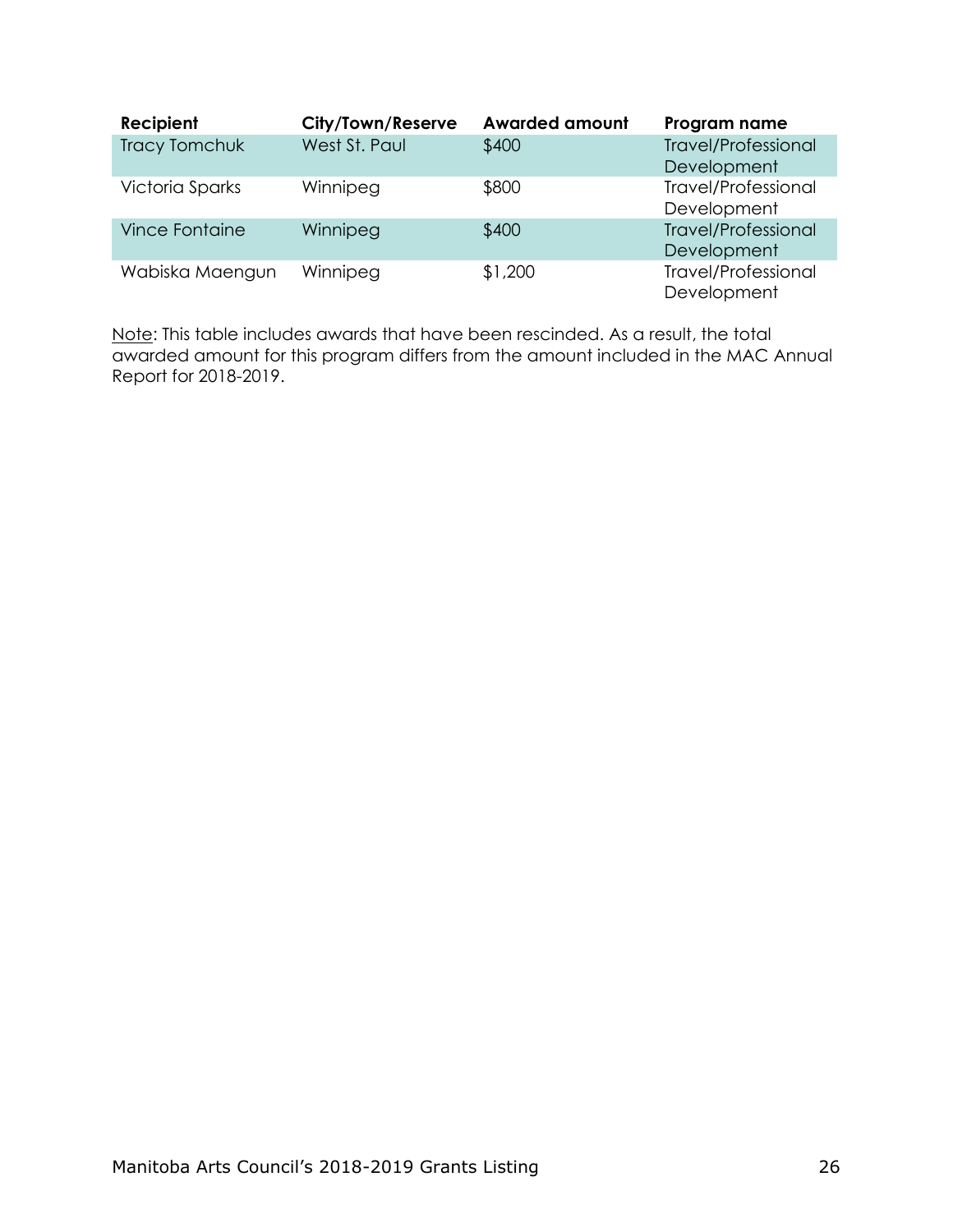| Recipient | City/Town/Reserve | Awarded amount | Program name |
|---|---|---|---|
| Tracy Tomchuk | West St. Paul | $400 | Travel/Professional Development |
| Victoria Sparks | Winnipeg | $800 | Travel/Professional Development |
| Vince Fontaine | Winnipeg | $400 | Travel/Professional Development |
| Wabiska Maengun | Winnipeg | $1,200 | Travel/Professional Development |

Note: This table includes awards that have been rescinded. As a result, the total awarded amount for this program differs from the amount included in the MAC Annual Report for 2018-2019.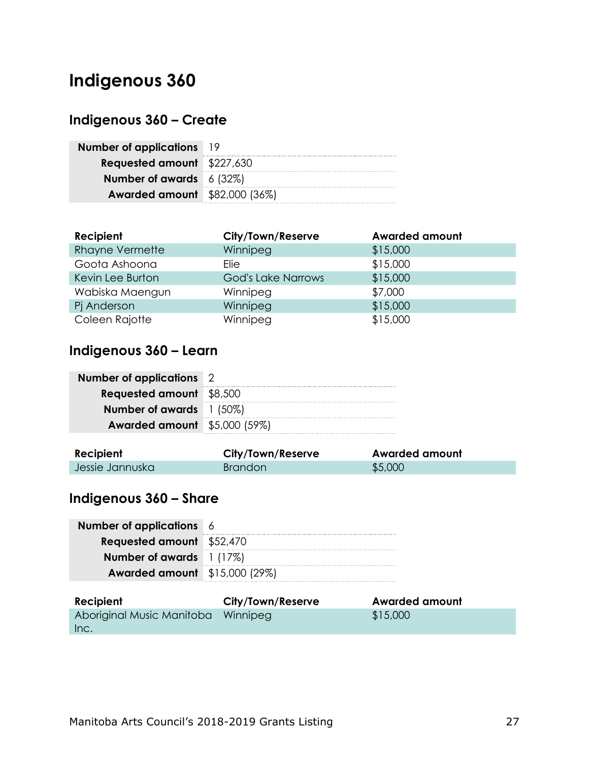# Indigenous 360

## Indigenous 360 – Create

| | |
|---|---|
| **Number of applications** | 19 |
| **Requested amount** | $227,630 |
| **Number of awards** | 6 (32%) |
| **Awarded amount** | $82,000 (36%) |

| Recipient | City/Town/Reserve | Awarded amount |
|---|---|---|
| Rhayne Vermette | Winnipeg | $15,000 |
| Goota Ashoona | Elie | $15,000 |
| Kevin Lee Burton | God's Lake Narrows | $15,000 |
| Wabiska Maengun | Winnipeg | $7,000 |
| Pj Anderson | Winnipeg | $15,000 |
| Coleen Rajotte | Winnipeg | $15,000 |

## Indigenous 360 – Learn

| | |
|---|---|
| **Number of applications** | 2 |
| **Requested amount** | $8,500 |
| **Number of awards** | 1 (50%) |
| **Awarded amount** | $5,000 (59%) |

| Recipient | City/Town/Reserve | Awarded amount |
|---|---|---|
| Jessie Jannuska | Brandon | $5,000 |

## Indigenous 360 – Share

| | |
|---|---|
| **Number of applications** | 6 |
| **Requested amount** | $52,470 |
| **Number of awards** | 1 (17%) |
| **Awarded amount** | $15,000 (29%) |

| Recipient | City/Town/Reserve | Awarded amount |
|---|---|---|
| Aboriginal Music Manitoba Inc. | Winnipeg | $15,000 |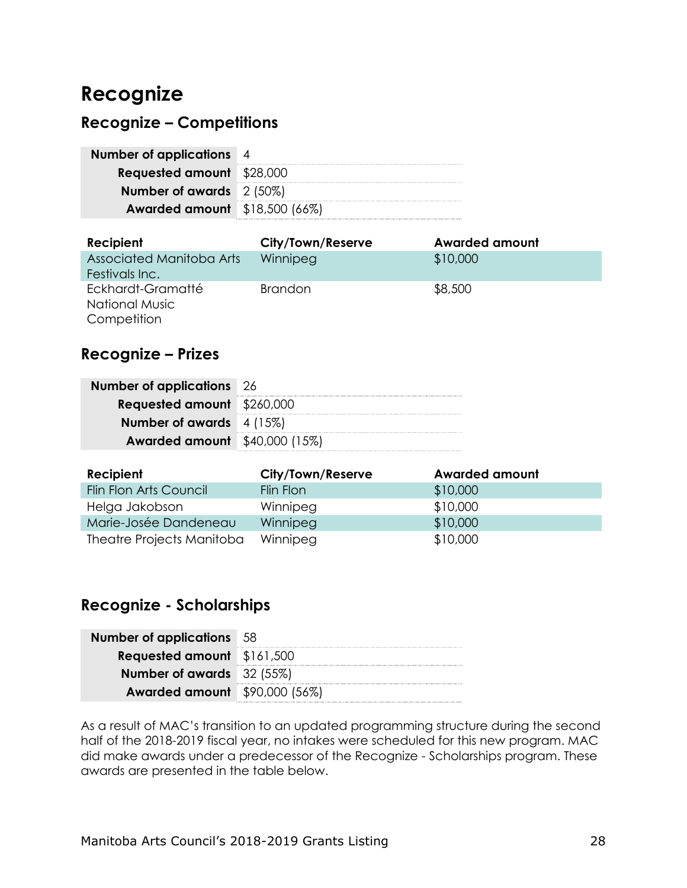# Recognize

## Recognize – Competitions

| | |
|---|---|
| **Number of applications** | 4 |
| **Requested amount** | $28,000 |
| **Number of awards** | 2 (50%) |
| **Awarded amount** | $18,500 (66%) |

| Recipient | City/Town/Reserve | Awarded amount |
|---|---|---|
| Associated Manitoba Arts Festivals Inc. | Winnipeg | $10,000 |
| Eckhardt-Gramatté National Music Competition | Brandon | $8,500 |

## Recognize – Prizes

| | |
|---|---|
| **Number of applications** | 26 |
| **Requested amount** | $260,000 |
| **Number of awards** | 4 (15%) |
| **Awarded amount** | $40,000 (15%) |

| Recipient | City/Town/Reserve | Awarded amount |
|---|---|---|
| Flin Flon Arts Council | Flin Flon | $10,000 |
| Helga Jakobson | Winnipeg | $10,000 |
| Marie-Josée Dandeneau | Winnipeg | $10,000 |
| Theatre Projects Manitoba | Winnipeg | $10,000 |

## Recognize - Scholarships

| | |
|---|---|
| **Number of applications** | 58 |
| **Requested amount** | $161,500 |
| **Number of awards** | 32 (55%) |
| **Awarded amount** | $90,000 (56%) |

As a result of MAC's transition to an updated programming structure during the second half of the 2018-2019 fiscal year, no intakes were scheduled for this new program. MAC did make awards under a predecessor of the Recognize - Scholarships program. These awards are presented in the table below.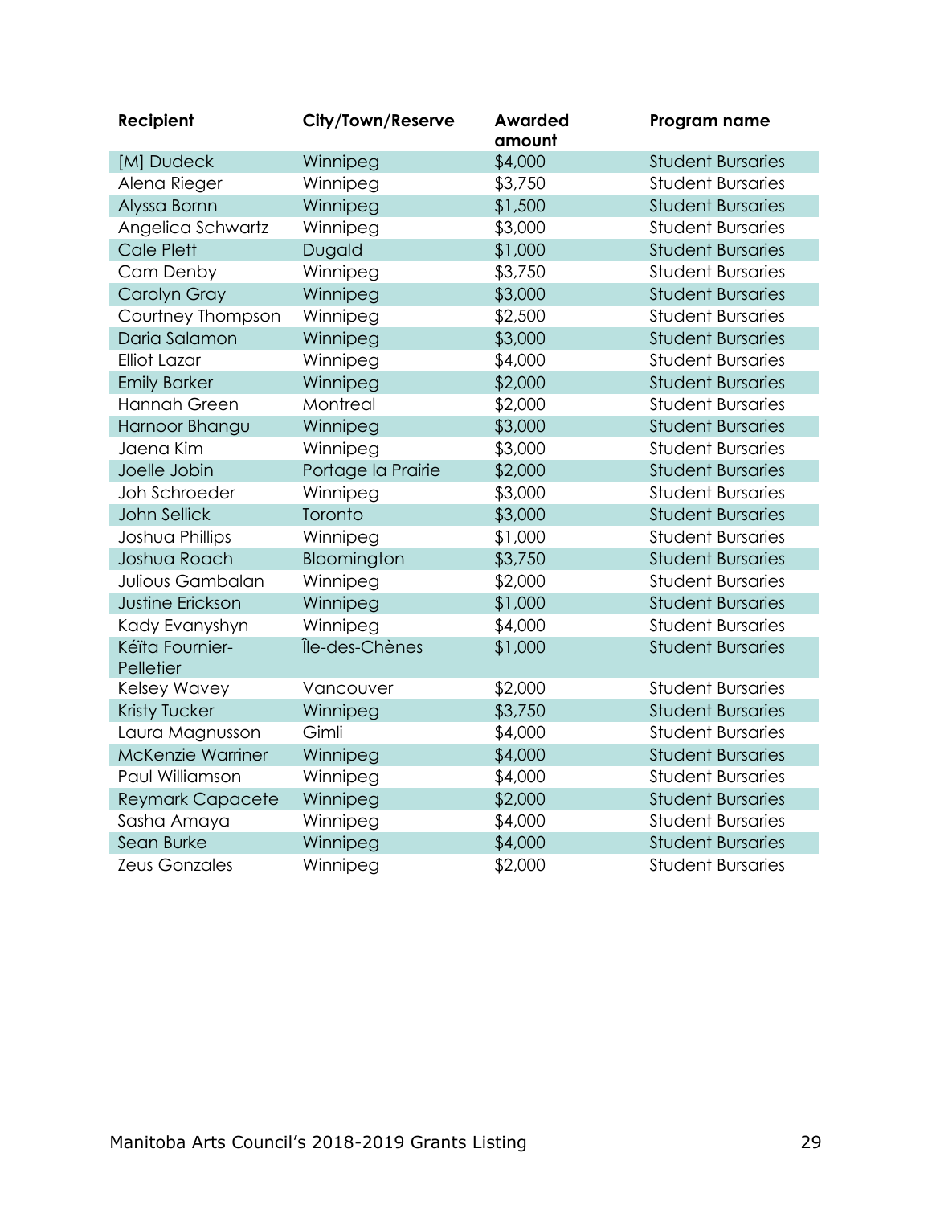| Recipient | City/Town/Reserve | Awarded amount | Program name |
| --- | --- | --- | --- |
| [M] Dudeck | Winnipeg | $4,000 | Student Bursaries |
| Alena Rieger | Winnipeg | $3,750 | Student Bursaries |
| Alyssa Bornn | Winnipeg | $1,500 | Student Bursaries |
| Angelica Schwartz | Winnipeg | $3,000 | Student Bursaries |
| Cale Plett | Dugald | $1,000 | Student Bursaries |
| Cam Denby | Winnipeg | $3,750 | Student Bursaries |
| Carolyn Gray | Winnipeg | $3,000 | Student Bursaries |
| Courtney Thompson | Winnipeg | $2,500 | Student Bursaries |
| Daria Salamon | Winnipeg | $3,000 | Student Bursaries |
| Elliot Lazar | Winnipeg | $4,000 | Student Bursaries |
| Emily Barker | Winnipeg | $2,000 | Student Bursaries |
| Hannah Green | Montreal | $2,000 | Student Bursaries |
| Harnoor Bhangu | Winnipeg | $3,000 | Student Bursaries |
| Jaena Kim | Winnipeg | $3,000 | Student Bursaries |
| Joelle Jobin | Portage la Prairie | $2,000 | Student Bursaries |
| Joh Schroeder | Winnipeg | $3,000 | Student Bursaries |
| John Sellick | Toronto | $3,000 | Student Bursaries |
| Joshua Phillips | Winnipeg | $1,000 | Student Bursaries |
| Joshua Roach | Bloomington | $3,750 | Student Bursaries |
| Julious Gambalan | Winnipeg | $2,000 | Student Bursaries |
| Justine Erickson | Winnipeg | $1,000 | Student Bursaries |
| Kady Evanyshyn | Winnipeg | $4,000 | Student Bursaries |
| Kéïta Fournier-Pelletier | Île-des-Chènes | $1,000 | Student Bursaries |
| Kelsey Wavey | Vancouver | $2,000 | Student Bursaries |
| Kristy Tucker | Winnipeg | $3,750 | Student Bursaries |
| Laura Magnusson | Gimli | $4,000 | Student Bursaries |
| McKenzie Warriner | Winnipeg | $4,000 | Student Bursaries |
| Paul Williamson | Winnipeg | $4,000 | Student Bursaries |
| Reymark Capacete | Winnipeg | $2,000 | Student Bursaries |
| Sasha Amaya | Winnipeg | $4,000 | Student Bursaries |
| Sean Burke | Winnipeg | $4,000 | Student Bursaries |
| Zeus Gonzales | Winnipeg | $2,000 | Student Bursaries |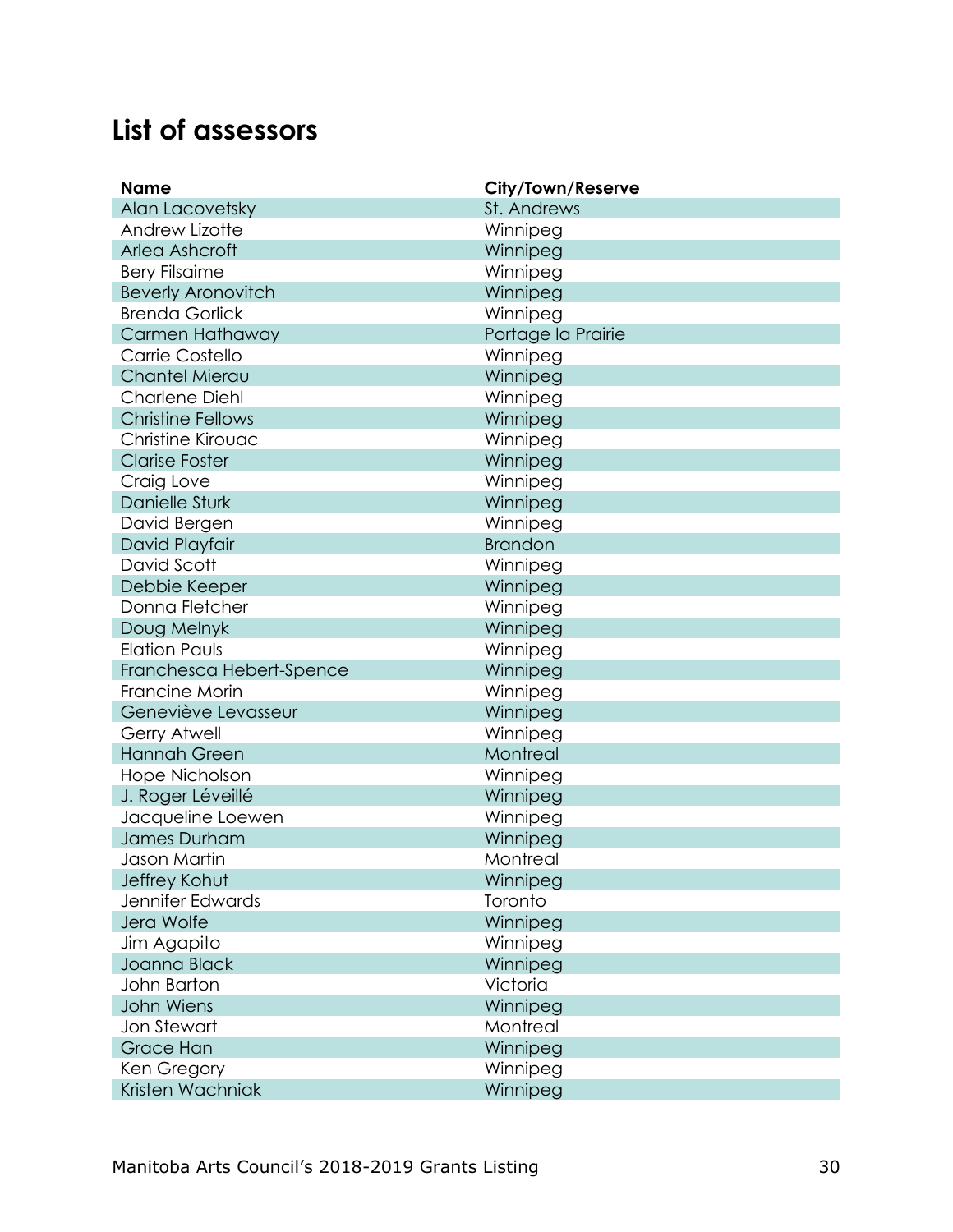## List of assessors

| Name | City/Town/Reserve |
|---|---|
| Alan Lacovetsky | St. Andrews |
| Andrew Lizotte | Winnipeg |
| Arlea Ashcroft | Winnipeg |
| Bery Filsaime | Winnipeg |
| Beverly Aronovitch | Winnipeg |
| Brenda Gorlick | Winnipeg |
| Carmen Hathaway | Portage la Prairie |
| Carrie Costello | Winnipeg |
| Chantel Mierau | Winnipeg |
| Charlene Diehl | Winnipeg |
| Christine Fellows | Winnipeg |
| Christine Kirouac | Winnipeg |
| Clarise Foster | Winnipeg |
| Craig Love | Winnipeg |
| Danielle Sturk | Winnipeg |
| David Bergen | Winnipeg |
| David Playfair | Brandon |
| David Scott | Winnipeg |
| Debbie Keeper | Winnipeg |
| Donna Fletcher | Winnipeg |
| Doug Melnyk | Winnipeg |
| Elation Pauls | Winnipeg |
| Franchesca Hebert-Spence | Winnipeg |
| Francine Morin | Winnipeg |
| Geneviève Levasseur | Winnipeg |
| Gerry Atwell | Winnipeg |
| Hannah Green | Montreal |
| Hope Nicholson | Winnipeg |
| J. Roger Léveillé | Winnipeg |
| Jacqueline Loewen | Winnipeg |
| James Durham | Winnipeg |
| Jason Martin | Montreal |
| Jeffrey Kohut | Winnipeg |
| Jennifer Edwards | Toronto |
| Jera Wolfe | Winnipeg |
| Jim Agapito | Winnipeg |
| Joanna Black | Winnipeg |
| John Barton | Victoria |
| John Wiens | Winnipeg |
| Jon Stewart | Montreal |
| Grace Han | Winnipeg |
| Ken Gregory | Winnipeg |
| Kristen Wachniak | Winnipeg |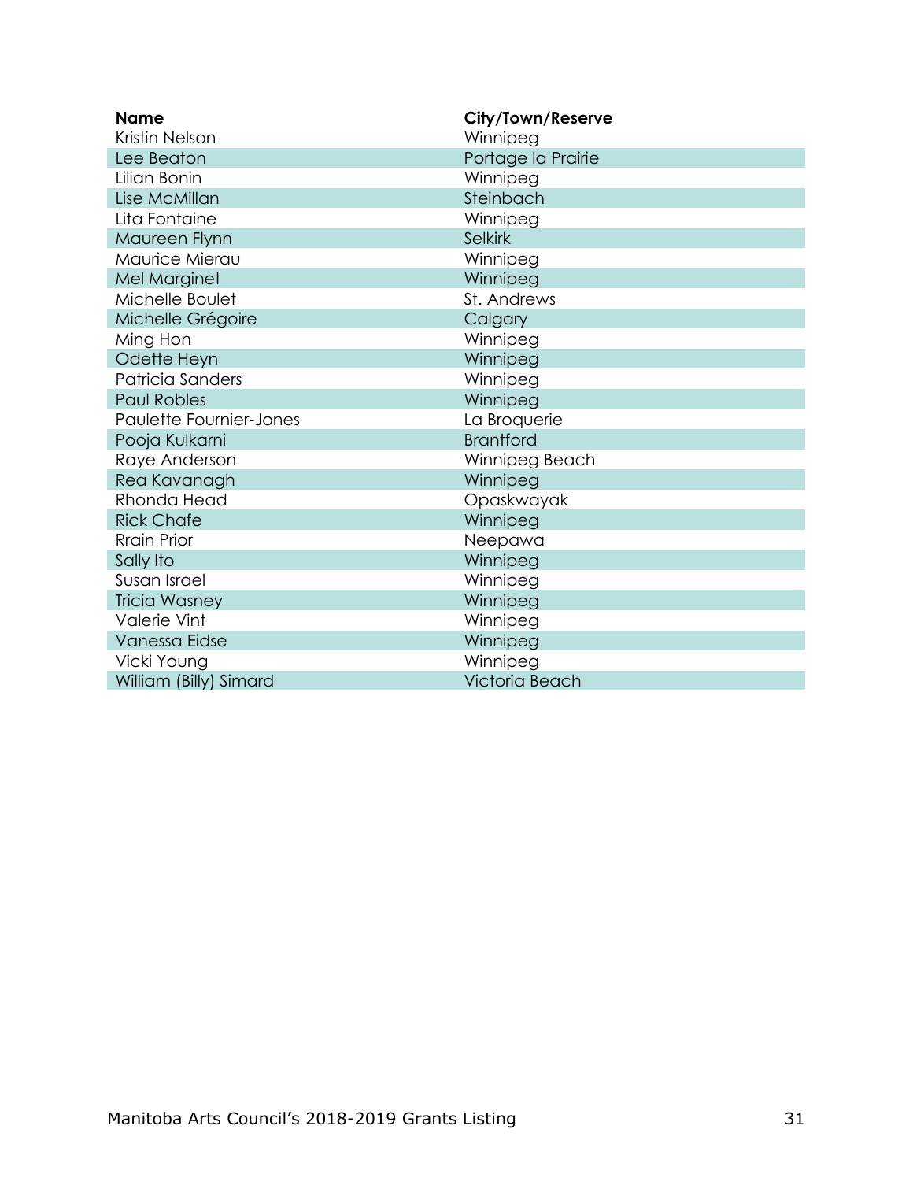| Name | City/Town/Reserve |
|---|---|
| Kristin Nelson | Winnipeg |
| Lee Beaton | Portage la Prairie |
| Lilian Bonin | Winnipeg |
| Lise McMillan | Steinbach |
| Lita Fontaine | Winnipeg |
| Maureen Flynn | Selkirk |
| Maurice Mierau | Winnipeg |
| Mel Marginet | Winnipeg |
| Michelle Boulet | St. Andrews |
| Michelle Grégoire | Calgary |
| Ming Hon | Winnipeg |
| Odette Heyn | Winnipeg |
| Patricia Sanders | Winnipeg |
| Paul Robles | Winnipeg |
| Paulette Fournier-Jones | La Broquerie |
| Pooja Kulkarni | Brantford |
| Raye Anderson | Winnipeg Beach |
| Rea Kavanagh | Winnipeg |
| Rhonda Head | Opaskwayak |
| Rick Chafe | Winnipeg |
| Rrain Prior | Neepawa |
| Sally Ito | Winnipeg |
| Susan Israel | Winnipeg |
| Tricia Wasney | Winnipeg |
| Valerie Vint | Winnipeg |
| Vanessa Eidse | Winnipeg |
| Vicki Young | Winnipeg |
| William (Billy) Simard | Victoria Beach |